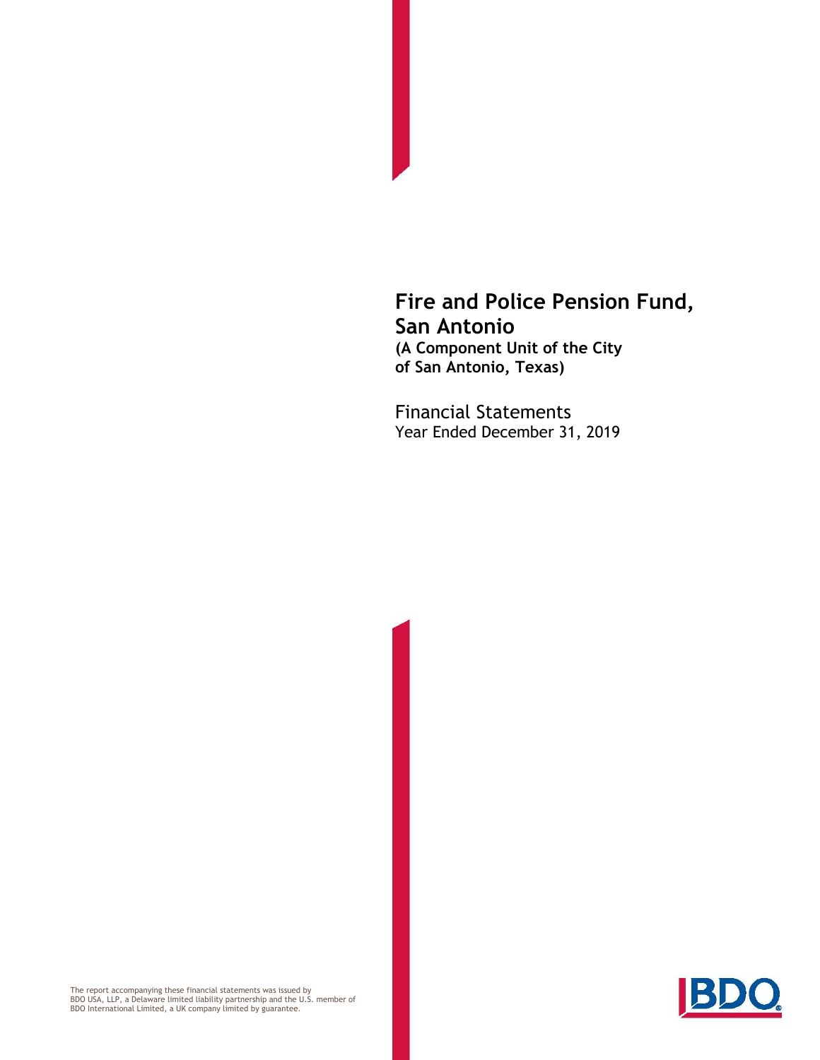# Fire and Police Pension Fund, San Antonio

**(A Component Unit of the City of San Antonio, Texas)**

Financial Statements
Year Ended December 31, 2019

The report accompanying these financial statements was issued by BDO USA, LLP, a Delaware limited liability partnership and the U.S. member of BDO International Limited, a UK company limited by guarantee.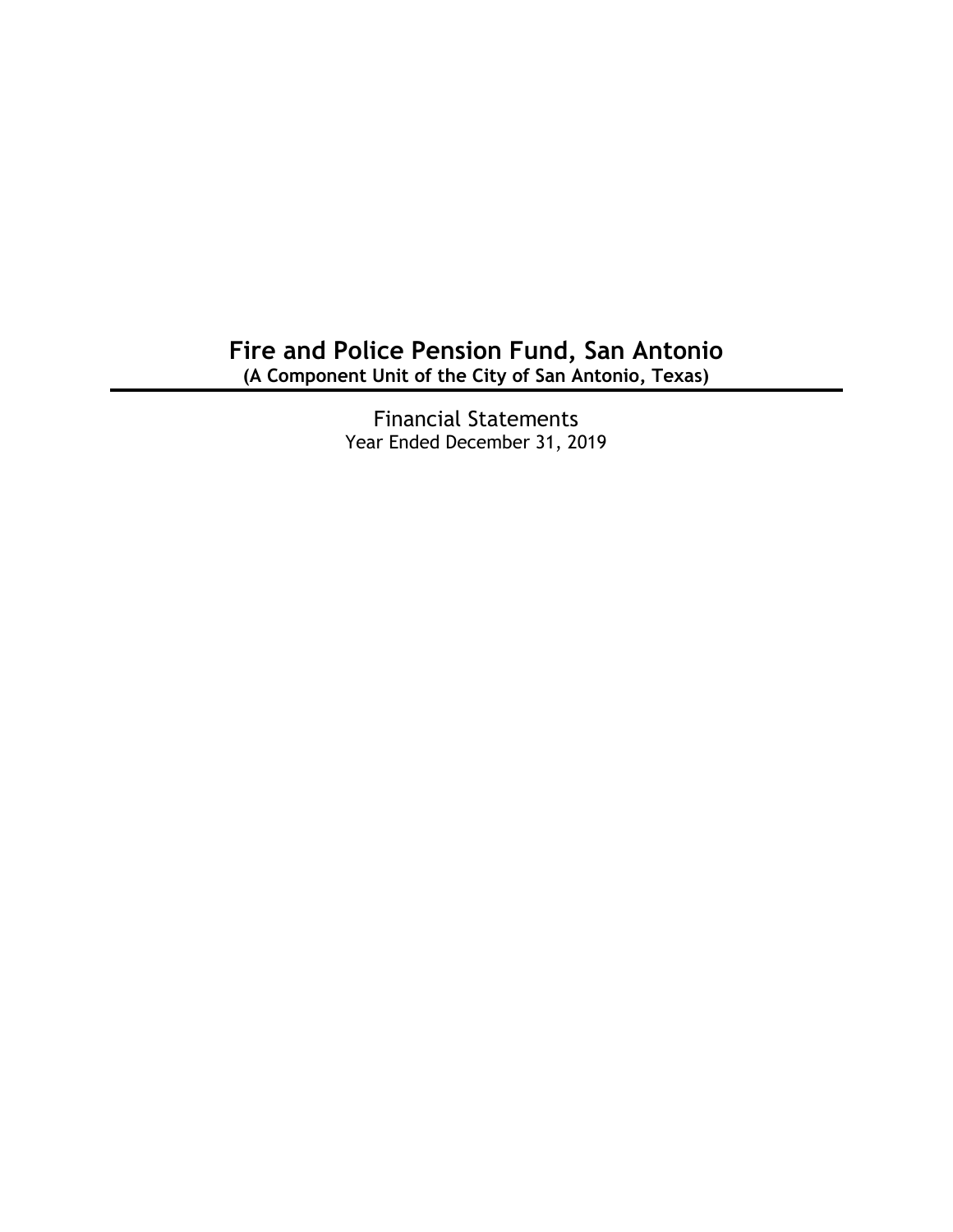# Fire and Police Pension Fund, San Antonio

**(A Component Unit of the City of San Antonio, Texas)**

---

Financial Statements

Year Ended December 31, 2019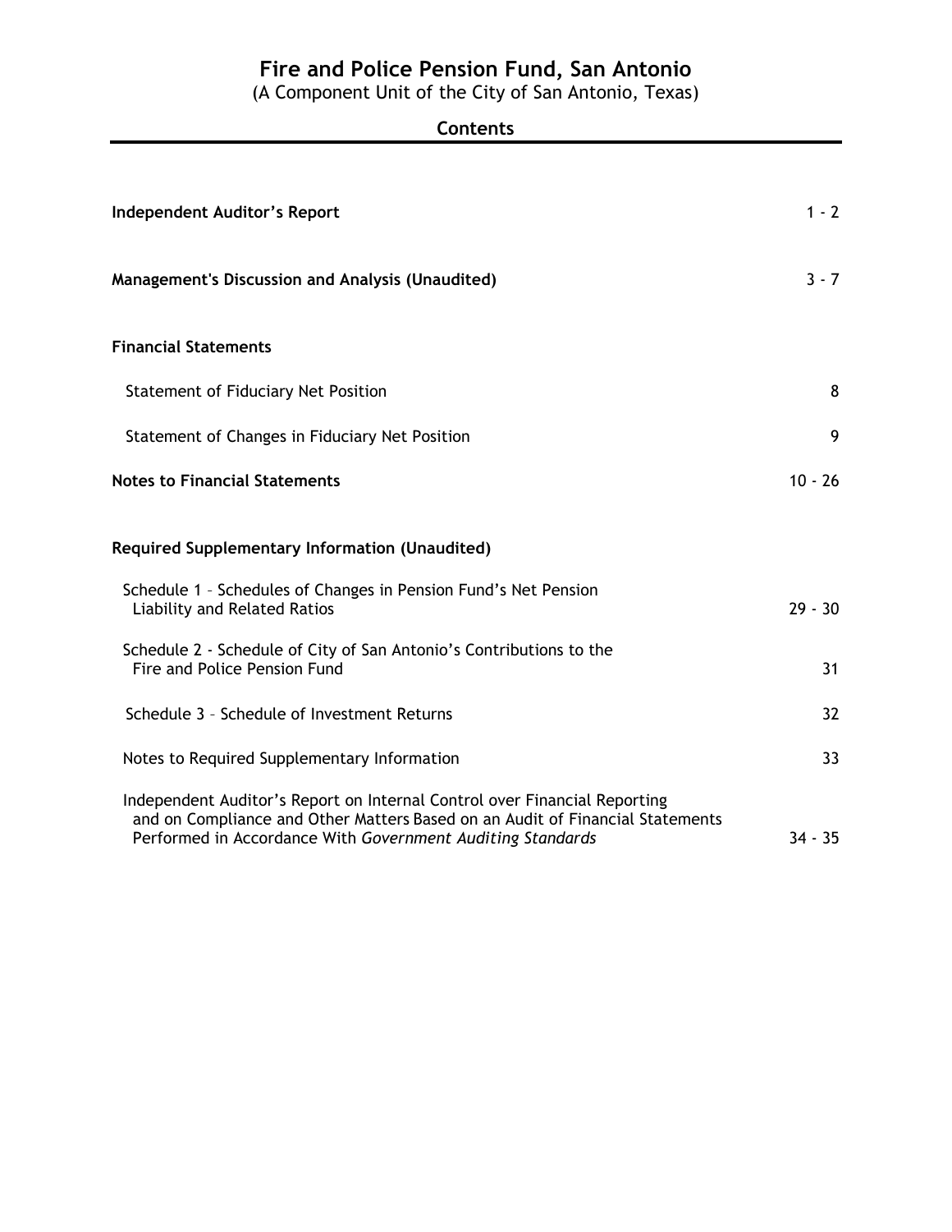# Fire and Police Pension Fund, San Antonio

(A Component Unit of the City of San Antonio, Texas)

## Contents

| | |
|---|---|
| **Independent Auditor's Report** | 1 - 2 |
| **Management's Discussion and Analysis (Unaudited)** | 3 - 7 |
| **Financial Statements** | |
| Statement of Fiduciary Net Position | 8 |
| Statement of Changes in Fiduciary Net Position | 9 |
| **Notes to Financial Statements** | 10 - 26 |
| **Required Supplementary Information (Unaudited)** | |
| Schedule 1 – Schedules of Changes in Pension Fund's Net Pension Liability and Related Ratios | 29 - 30 |
| Schedule 2 - Schedule of City of San Antonio's Contributions to the Fire and Police Pension Fund | 31 |
| Schedule 3 – Schedule of Investment Returns | 32 |
| Notes to Required Supplementary Information | 33 |
| Independent Auditor's Report on Internal Control over Financial Reporting and on Compliance and Other Matters Based on an Audit of Financial Statements Performed in Accordance With *Government Auditing Standards* | 34 - 35 |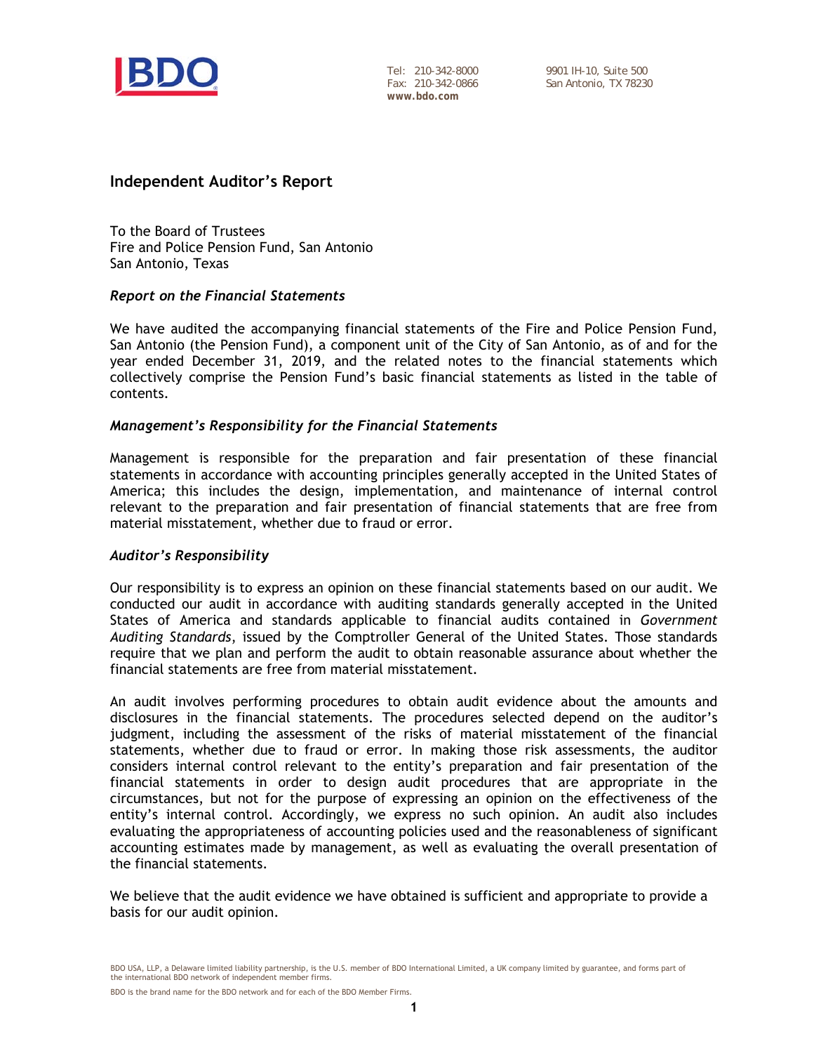# Independent Auditor's Report

To the Board of Trustees
Fire and Police Pension Fund, San Antonio
San Antonio, Texas

### *Report on the Financial Statements*

We have audited the accompanying financial statements of the Fire and Police Pension Fund, San Antonio (the Pension Fund), a component unit of the City of San Antonio, as of and for the year ended December 31, 2019, and the related notes to the financial statements which collectively comprise the Pension Fund's basic financial statements as listed in the table of contents.

### *Management's Responsibility for the Financial Statements*

Management is responsible for the preparation and fair presentation of these financial statements in accordance with accounting principles generally accepted in the United States of America; this includes the design, implementation, and maintenance of internal control relevant to the preparation and fair presentation of financial statements that are free from material misstatement, whether due to fraud or error.

### *Auditor's Responsibility*

Our responsibility is to express an opinion on these financial statements based on our audit. We conducted our audit in accordance with auditing standards generally accepted in the United States of America and standards applicable to financial audits contained in *Government Auditing Standards*, issued by the Comptroller General of the United States. Those standards require that we plan and perform the audit to obtain reasonable assurance about whether the financial statements are free from material misstatement.

An audit involves performing procedures to obtain audit evidence about the amounts and disclosures in the financial statements. The procedures selected depend on the auditor's judgment, including the assessment of the risks of material misstatement of the financial statements, whether due to fraud or error. In making those risk assessments, the auditor considers internal control relevant to the entity's preparation and fair presentation of the financial statements in order to design audit procedures that are appropriate in the circumstances, but not for the purpose of expressing an opinion on the effectiveness of the entity's internal control. Accordingly, we express no such opinion. An audit also includes evaluating the appropriateness of accounting policies used and the reasonableness of significant accounting estimates made by management, as well as evaluating the overall presentation of the financial statements.

We believe that the audit evidence we have obtained is sufficient and appropriate to provide a basis for our audit opinion.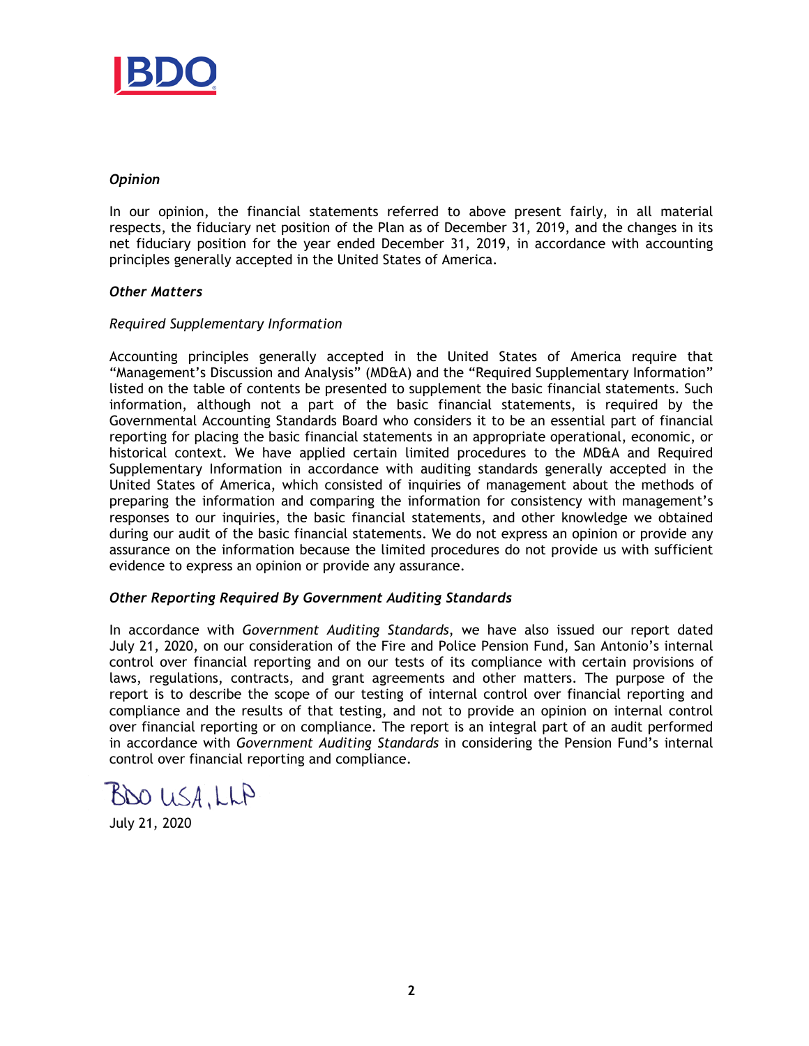### *Opinion*

In our opinion, the financial statements referred to above present fairly, in all material respects, the fiduciary net position of the Plan as of December 31, 2019, and the changes in its net fiduciary position for the year ended December 31, 2019, in accordance with accounting principles generally accepted in the United States of America.

### *Other Matters*

*Required Supplementary Information*

Accounting principles generally accepted in the United States of America require that "Management's Discussion and Analysis" (MD&A) and the "Required Supplementary Information" listed on the table of contents be presented to supplement the basic financial statements. Such information, although not a part of the basic financial statements, is required by the Governmental Accounting Standards Board who considers it to be an essential part of financial reporting for placing the basic financial statements in an appropriate operational, economic, or historical context. We have applied certain limited procedures to the MD&A and Required Supplementary Information in accordance with auditing standards generally accepted in the United States of America, which consisted of inquiries of management about the methods of preparing the information and comparing the information for consistency with management's responses to our inquiries, the basic financial statements, and other knowledge we obtained during our audit of the basic financial statements. We do not express an opinion or provide any assurance on the information because the limited procedures do not provide us with sufficient evidence to express an opinion or provide any assurance.

### *Other Reporting Required By Government Auditing Standards*

In accordance with *Government Auditing Standards*, we have also issued our report dated July 21, 2020, on our consideration of the Fire and Police Pension Fund, San Antonio's internal control over financial reporting and on our tests of its compliance with certain provisions of laws, regulations, contracts, and grant agreements and other matters. The purpose of the report is to describe the scope of our testing of internal control over financial reporting and compliance and the results of that testing, and not to provide an opinion on internal control over financial reporting or on compliance. The report is an integral part of an audit performed in accordance with *Government Auditing Standards* in considering the Pension Fund's internal control over financial reporting and compliance.

BDO USA, LLP

July 21, 2020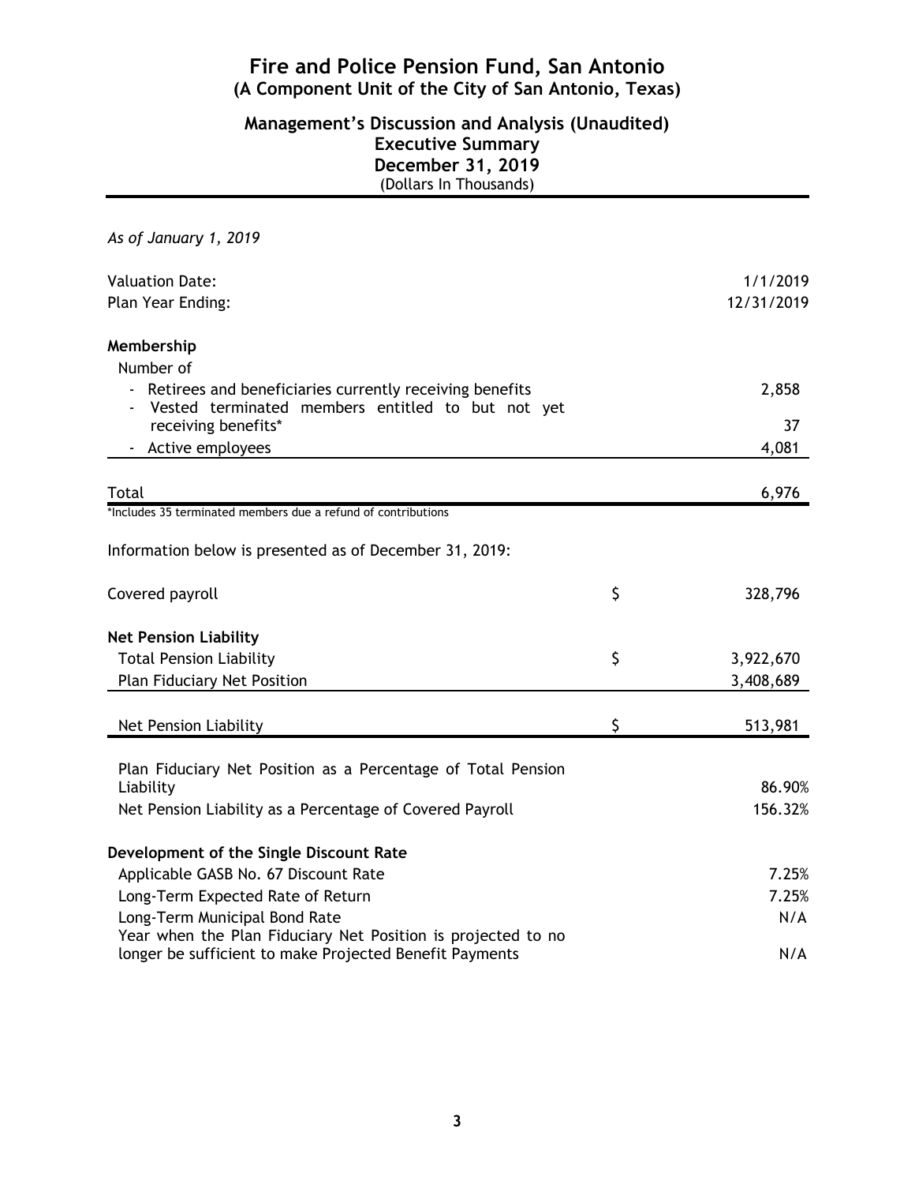# Fire and Police Pension Fund, San Antonio
## (A Component Unit of the City of San Antonio, Texas)

## Management's Discussion and Analysis (Unaudited)
## Executive Summary
## December 31, 2019
(Dollars In Thousands)

*As of January 1, 2019*

| | | |
|---|---|---|
| Valuation Date: | | 1/1/2019 |
| Plan Year Ending: | | 12/31/2019 |
| **Membership** | | |
| Number of | | |
| - Retirees and beneficiaries currently receiving benefits | | 2,858 |
| - Vested terminated members entitled to but not yet receiving benefits* | | 37 |
| - Active employees | | 4,081 |
| Total | | 6,976 |

*Includes 35 terminated members due a refund of contributions

Information below is presented as of December 31, 2019:

| | | |
|---|---|---|
| Covered payroll | $ | 328,796 |
| **Net Pension Liability** | | |
| Total Pension Liability | $ | 3,922,670 |
| Plan Fiduciary Net Position | | 3,408,689 |
| Net Pension Liability | $ | 513,981 |
| Plan Fiduciary Net Position as a Percentage of Total Pension Liability | | 86.90% |
| Net Pension Liability as a Percentage of Covered Payroll | | 156.32% |
| **Development of the Single Discount Rate** | | |
| Applicable GASB No. 67 Discount Rate | | 7.25% |
| Long-Term Expected Rate of Return | | 7.25% |
| Long-Term Municipal Bond Rate | | N/A |
| Year when the Plan Fiduciary Net Position is projected to no longer be sufficient to make Projected Benefit Payments | | N/A |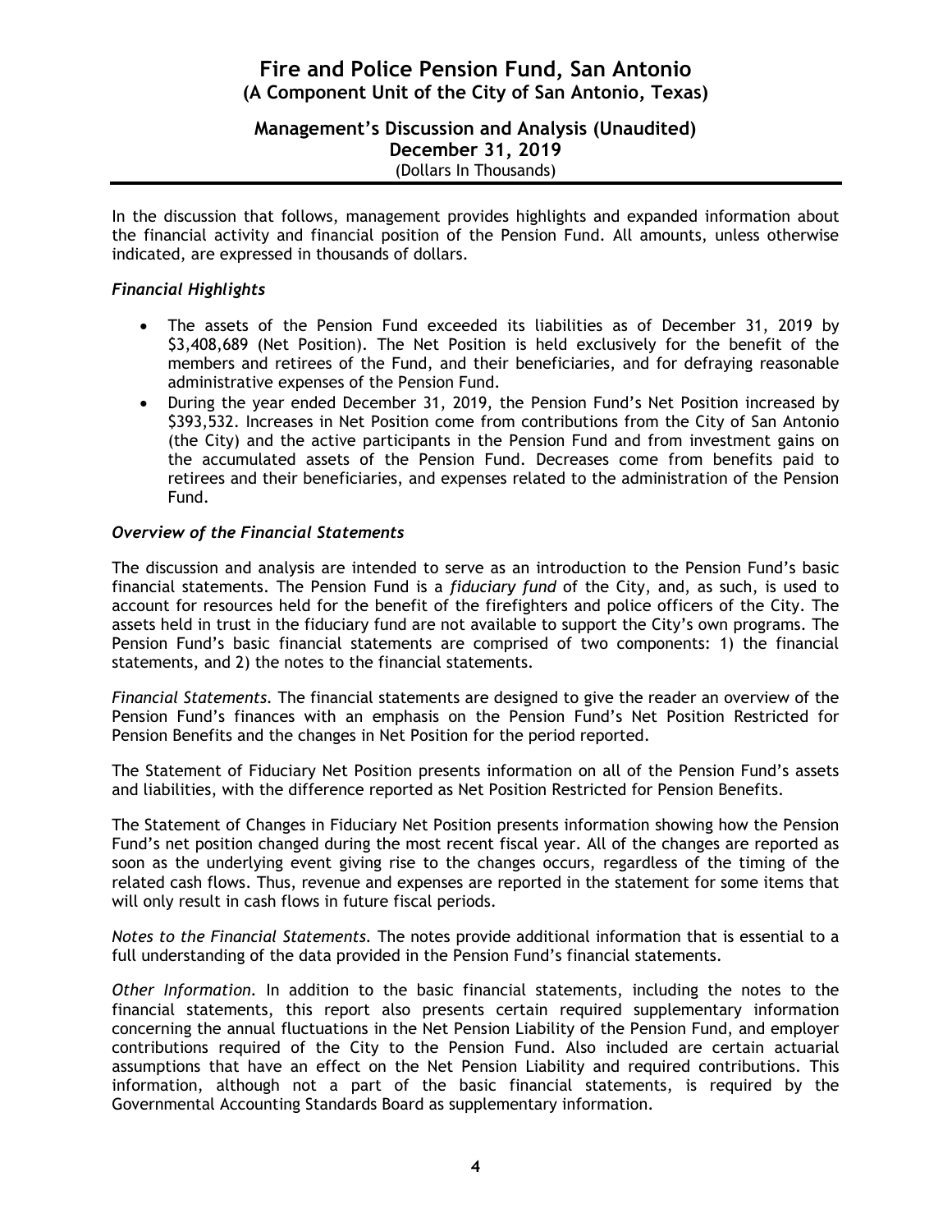In the discussion that follows, management provides highlights and expanded information about the financial activity and financial position of the Pension Fund. All amounts, unless otherwise indicated, are expressed in thousands of dollars.

### *Financial Highlights*

- The assets of the Pension Fund exceeded its liabilities as of December 31, 2019 by $3,408,689 (Net Position). The Net Position is held exclusively for the benefit of the members and retirees of the Fund, and their beneficiaries, and for defraying reasonable administrative expenses of the Pension Fund.
- During the year ended December 31, 2019, the Pension Fund's Net Position increased by $393,532. Increases in Net Position come from contributions from the City of San Antonio (the City) and the active participants in the Pension Fund and from investment gains on the accumulated assets of the Pension Fund. Decreases come from benefits paid to retirees and their beneficiaries, and expenses related to the administration of the Pension Fund.

### *Overview of the Financial Statements*

The discussion and analysis are intended to serve as an introduction to the Pension Fund's basic financial statements. The Pension Fund is a *fiduciary fund* of the City, and, as such, is used to account for resources held for the benefit of the firefighters and police officers of the City. The assets held in trust in the fiduciary fund are not available to support the City's own programs. The Pension Fund's basic financial statements are comprised of two components: 1) the financial statements, and 2) the notes to the financial statements.

*Financial Statements.* The financial statements are designed to give the reader an overview of the Pension Fund's finances with an emphasis on the Pension Fund's Net Position Restricted for Pension Benefits and the changes in Net Position for the period reported.

The Statement of Fiduciary Net Position presents information on all of the Pension Fund's assets and liabilities, with the difference reported as Net Position Restricted for Pension Benefits.

The Statement of Changes in Fiduciary Net Position presents information showing how the Pension Fund's net position changed during the most recent fiscal year. All of the changes are reported as soon as the underlying event giving rise to the changes occurs, regardless of the timing of the related cash flows. Thus, revenue and expenses are reported in the statement for some items that will only result in cash flows in future fiscal periods.

*Notes to the Financial Statements.* The notes provide additional information that is essential to a full understanding of the data provided in the Pension Fund's financial statements.

*Other Information.* In addition to the basic financial statements, including the notes to the financial statements, this report also presents certain required supplementary information concerning the annual fluctuations in the Net Pension Liability of the Pension Fund, and employer contributions required of the City to the Pension Fund. Also included are certain actuarial assumptions that have an effect on the Net Pension Liability and required contributions. This information, although not a part of the basic financial statements, is required by the Governmental Accounting Standards Board as supplementary information.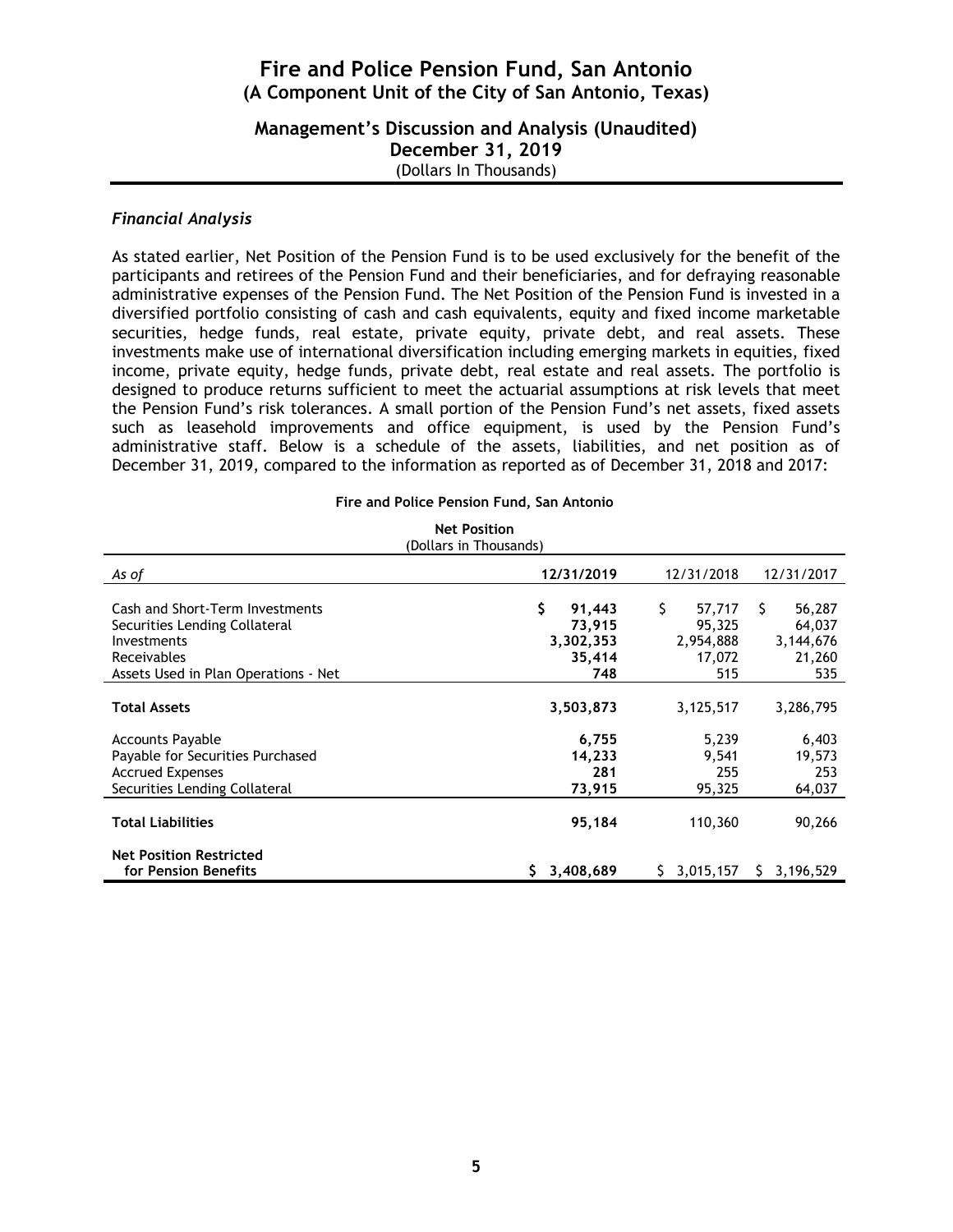### *Financial Analysis*

As stated earlier, Net Position of the Pension Fund is to be used exclusively for the benefit of the participants and retirees of the Pension Fund and their beneficiaries, and for defraying reasonable administrative expenses of the Pension Fund. The Net Position of the Pension Fund is invested in a diversified portfolio consisting of cash and cash equivalents, equity and fixed income marketable securities, hedge funds, real estate, private equity, private debt, and real assets. These investments make use of international diversification including emerging markets in equities, fixed income, private equity, hedge funds, private debt, real estate and real assets. The portfolio is designed to produce returns sufficient to meet the actuarial assumptions at risk levels that meet the Pension Fund's risk tolerances. A small portion of the Pension Fund's net assets, fixed assets such as leasehold improvements and office equipment, is used by the Pension Fund's administrative staff. Below is a schedule of the assets, liabilities, and net position as of December 31, 2019, compared to the information as reported as of December 31, 2018 and 2017:

**Fire and Police Pension Fund, San Antonio**

**Net Position**
(Dollars in Thousands)

| *As of* | **12/31/2019** | 12/31/2018 | 12/31/2017 |
|---|---|---|---|
| Cash and Short-Term Investments | **$ 91,443** | $ 57,717 | $ 56,287 |
| Securities Lending Collateral | **73,915** | 95,325 | 64,037 |
| Investments | **3,302,353** | 2,954,888 | 3,144,676 |
| Receivables | **35,414** | 17,072 | 21,260 |
| Assets Used in Plan Operations - Net | **748** | 515 | 535 |
| **Total Assets** | **3,503,873** | 3,125,517 | 3,286,795 |
| Accounts Payable | **6,755** | 5,239 | 6,403 |
| Payable for Securities Purchased | **14,233** | 9,541 | 19,573 |
| Accrued Expenses | **281** | 255 | 253 |
| Securities Lending Collateral | **73,915** | 95,325 | 64,037 |
| **Total Liabilities** | **95,184** | 110,360 | 90,266 |
| **Net Position Restricted for Pension Benefits** | **$ 3,408,689** | $ 3,015,157 | $ 3,196,529 |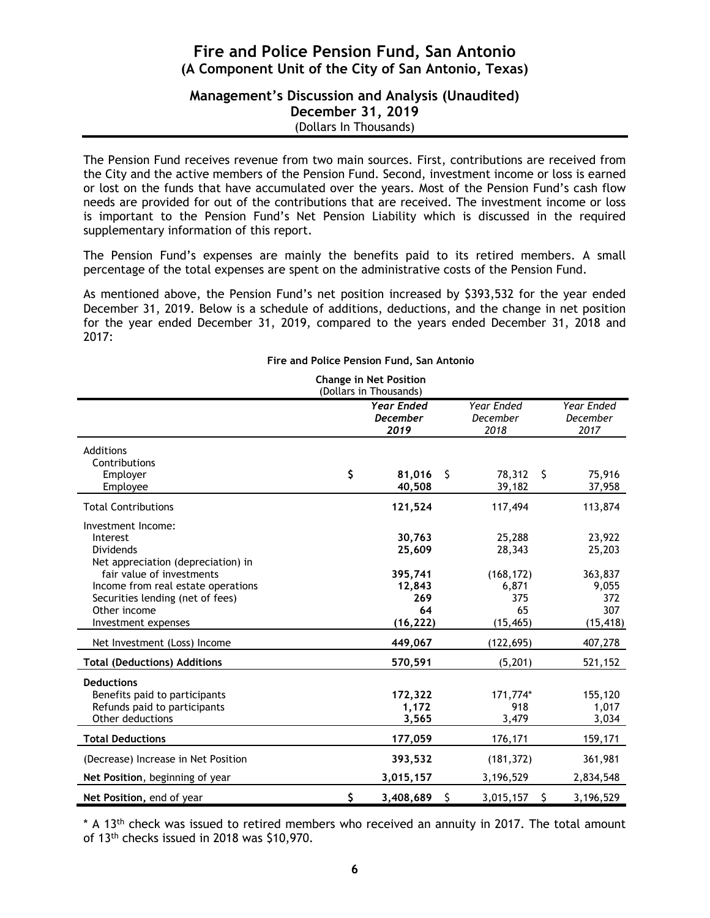The Pension Fund receives revenue from two main sources. First, contributions are received from the City and the active members of the Pension Fund. Second, investment income or loss is earned or lost on the funds that have accumulated over the years. Most of the Pension Fund's cash flow needs are provided for out of the contributions that are received. The investment income or loss is important to the Pension Fund's Net Pension Liability which is discussed in the required supplementary information of this report.

The Pension Fund's expenses are mainly the benefits paid to its retired members. A small percentage of the total expenses are spent on the administrative costs of the Pension Fund.

As mentioned above, the Pension Fund's net position increased by $393,532 for the year ended December 31, 2019. Below is a schedule of additions, deductions, and the change in net position for the year ended December 31, 2019, compared to the years ended December 31, 2018 and 2017:

**Fire and Police Pension Fund, San Antonio**

**Change in Net Position**
(Dollars in Thousands)

| | ***Year Ended December 2019*** | *Year Ended December 2018* | *Year Ended December 2017* |
|---|---|---|---|
| Additions | | | |
| Contributions | | | |
| Employer | $ **81,016** | $ 78,312 | $ 75,916 |
| Employee | **40,508** | 39,182 | 37,958 |
| Total Contributions | **121,524** | 117,494 | 113,874 |
| Investment Income: | | | |
| Interest | **30,763** | 25,288 | 23,922 |
| Dividends | **25,609** | 28,343 | 25,203 |
| Net appreciation (depreciation) in fair value of investments | **395,741** | (168,172) | 363,837 |
| Income from real estate operations | **12,843** | 6,871 | 9,055 |
| Securities lending (net of fees) | **269** | 375 | 372 |
| Other income | **64** | 65 | 307 |
| Investment expenses | **(16,222)** | (15,465) | (15,418) |
| Net Investment (Loss) Income | **449,067** | (122,695) | 407,278 |
| **Total (Deductions) Additions** | **570,591** | (5,201) | 521,152 |
| **Deductions** | | | |
| Benefits paid to participants | **172,322** | 171,774* | 155,120 |
| Refunds paid to participants | **1,172** | 918 | 1,017 |
| Other deductions | **3,565** | 3,479 | 3,034 |
| **Total Deductions** | **177,059** | 176,171 | 159,171 |
| (Decrease) Increase in Net Position | **393,532** | (181,372) | 361,981 |
| **Net Position**, beginning of year | **3,015,157** | 3,196,529 | 2,834,548 |
| **Net Position,** end of year | $ **3,408,689** | $ 3,015,157 | $ 3,196,529 |

* A 13th check was issued to retired members who received an annuity in 2017. The total amount of 13th checks issued in 2018 was $10,970.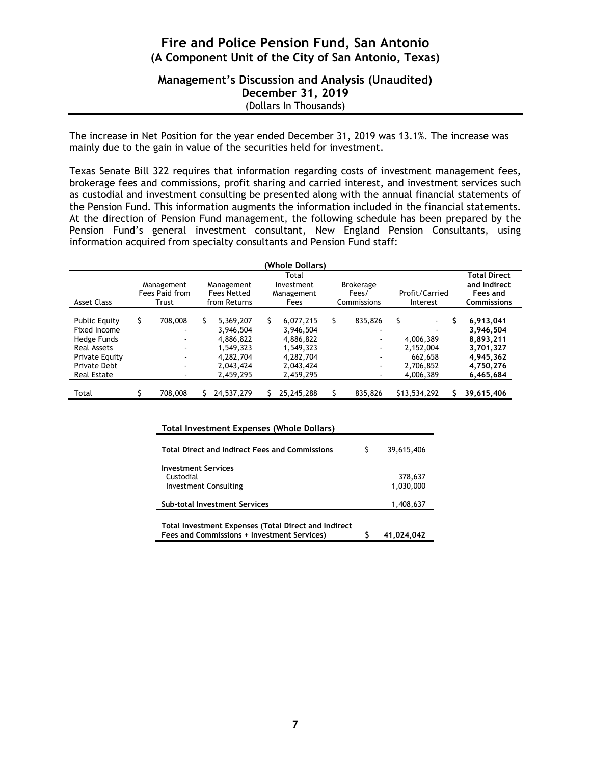# Fire and Police Pension Fund, San Antonio
## (A Component Unit of the City of San Antonio, Texas)

### Management's Discussion and Analysis (Unaudited)
### December 31, 2019
(Dollars In Thousands)

The increase in Net Position for the year ended December 31, 2019 was 13.1%. The increase was mainly due to the gain in value of the securities held for investment.

Texas Senate Bill 322 requires that information regarding costs of investment management fees, brokerage fees and commissions, profit sharing and carried interest, and investment services such as custodial and investment consulting be presented along with the annual financial statements of the Pension Fund. This information augments the information included in the financial statements. At the direction of Pension Fund management, the following schedule has been prepared by the Pension Fund's general investment consultant, New England Pension Consultants, using information acquired from specialty consultants and Pension Fund staff:

**(Whole Dollars)**

| Asset Class | Management Fees Paid from Trust | Management Fees Netted from Returns | Total Investment Management Fees | Brokerage Fees/ Commissions | Profit/Carried Interest | **Total Direct and Indirect Fees and Commissions** |
|---|---|---|---|---|---|---|
| Public Equity | $ 708,008 | $ 5,369,207 | $ 6,077,215 | $ 835,826 | $ - | **$ 6,913,041** |
| Fixed Income | - | 3,946,504 | 3,946,504 | - | - | **3,946,504** |
| Hedge Funds | - | 4,886,822 | 4,886,822 | - | 4,006,389 | **8,893,211** |
| Real Assets | - | 1,549,323 | 1,549,323 | - | 2,152,004 | **3,701,327** |
| Private Equity | - | 4,282,704 | 4,282,704 | - | 662,658 | **4,945,362** |
| Private Debt | - | 2,043,424 | 2,043,424 | - | 2,706,852 | **4,750,276** |
| Real Estate | - | 2,459,295 | 2,459,295 | - | 4,006,389 | **6,465,684** |
| Total | $ 708,008 | $ 24,537,279 | $ 25,245,288 | $ 835,826 | $13,534,292 | **$ 39,615,406** |

| **Total Investment Expenses (Whole Dollars)** | |
|---|---|
| **Total Direct and Indirect Fees and Commissions** | $ 39,615,406 |
| **Investment Services** | |
| Custodial | 378,637 |
| Investment Consulting | 1,030,000 |
| **Sub-total Investment Services** | 1,408,637 |
| **Total Investment Expenses (Total Direct and Indirect Fees and Commissions + Investment Services)** | **$ 41,024,042** |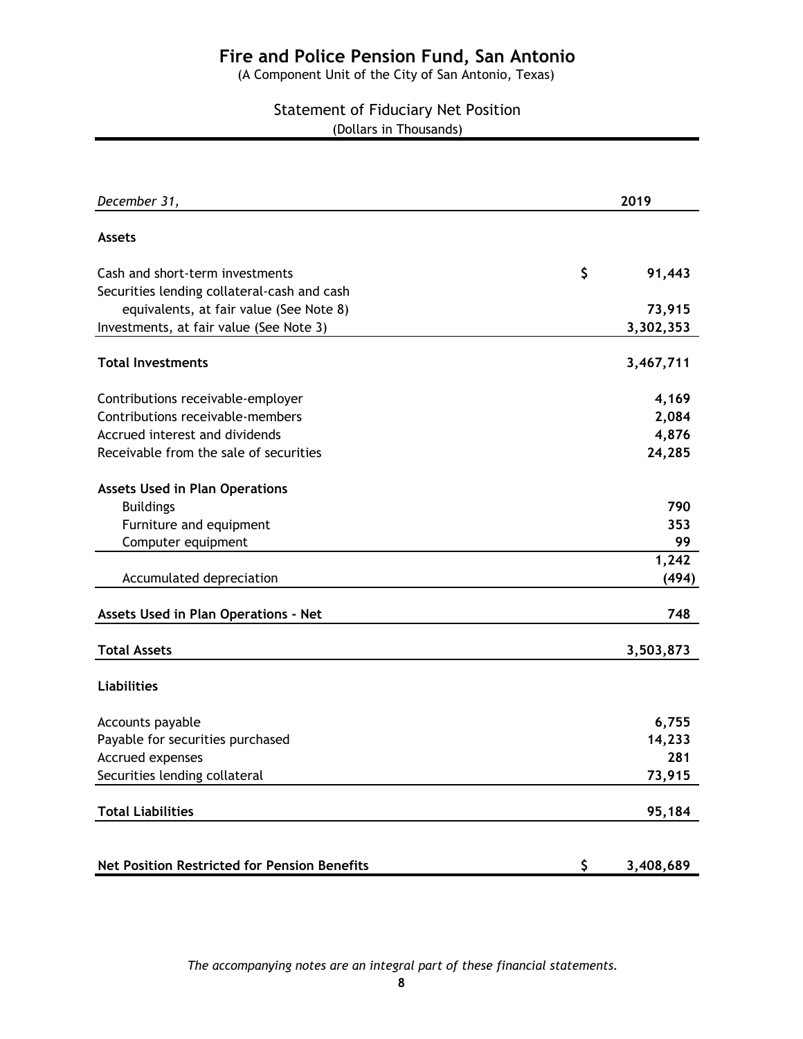# Fire and Police Pension Fund, San Antonio

(A Component Unit of the City of San Antonio, Texas)

## Statement of Fiduciary Net Position

(Dollars in Thousands)

| *December 31,* | **2019** |
|---|---|
| **Assets** | |
| Cash and short-term investments | $ 91,443 |
| Securities lending collateral-cash and cash equivalents, at fair value (See Note 8) | 73,915 |
| Investments, at fair value (See Note 3) | 3,302,353 |
| **Total Investments** | **3,467,711** |
| Contributions receivable-employer | 4,169 |
| Contributions receivable-members | 2,084 |
| Accrued interest and dividends | 4,876 |
| Receivable from the sale of securities | 24,285 |
| **Assets Used in Plan Operations** | |
| Buildings | 790 |
| Furniture and equipment | 353 |
| Computer equipment | 99 |
| | 1,242 |
| Accumulated depreciation | (494) |
| **Assets Used in Plan Operations - Net** | **748** |
| **Total Assets** | **3,503,873** |
| **Liabilities** | |
| Accounts payable | 6,755 |
| Payable for securities purchased | 14,233 |
| Accrued expenses | 281 |
| Securities lending collateral | 73,915 |
| **Total Liabilities** | **95,184** |
| **Net Position Restricted for Pension Benefits** | **$ 3,408,689** |

*The accompanying notes are an integral part of these financial statements.*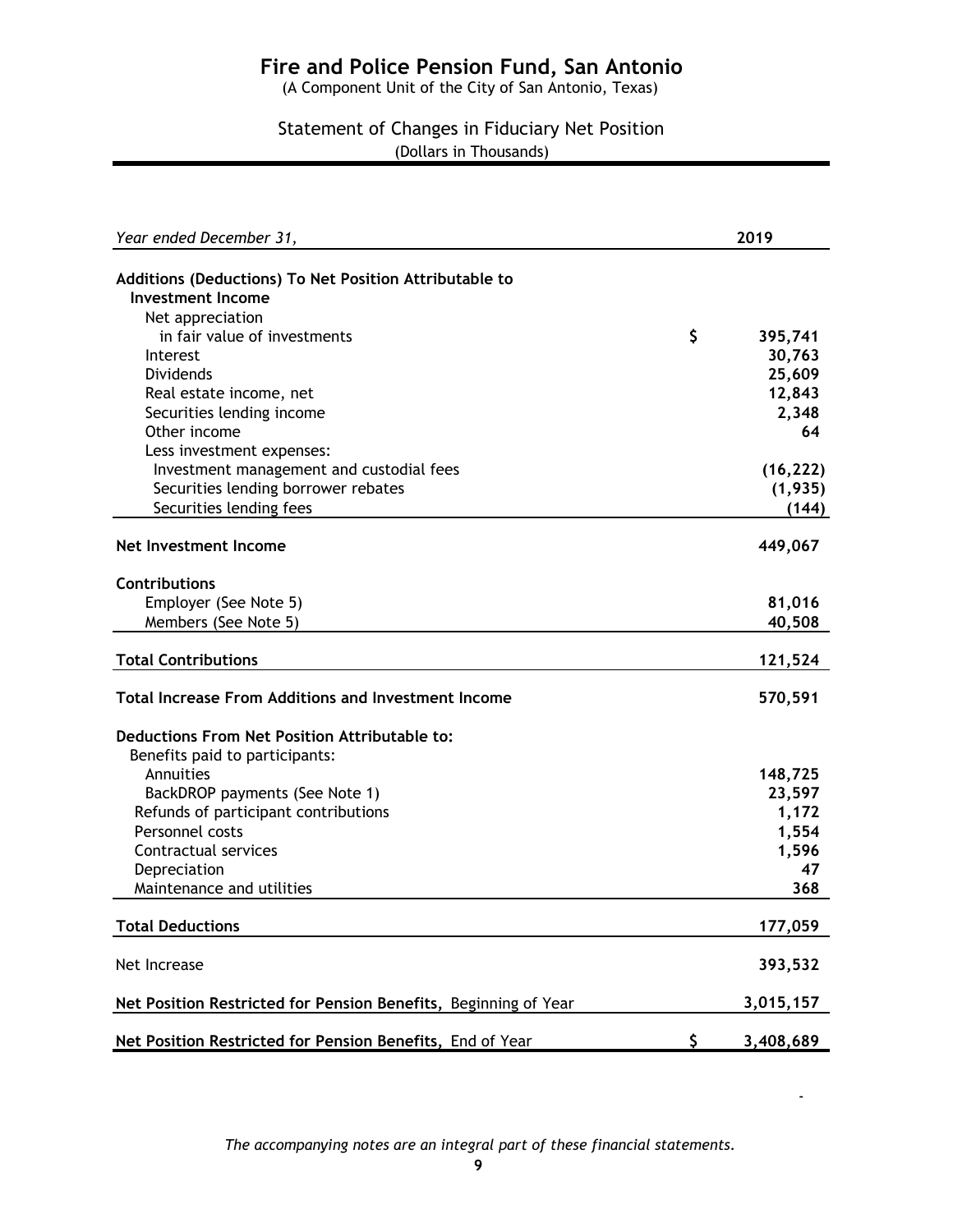# Fire and Police Pension Fund, San Antonio

(A Component Unit of the City of San Antonio, Texas)

## Statement of Changes in Fiduciary Net Position

(Dollars in Thousands)

| *Year ended December 31,* | **2019** |
|---|---|
| **Additions (Deductions) To Net Position Attributable to Investment Income** | |
| Net appreciation in fair value of investments | $ **395,741** |
| Interest | **30,763** |
| Dividends | **25,609** |
| Real estate income, net | **12,843** |
| Securities lending income | **2,348** |
| Other income | **64** |
| Less investment expenses: | |
| Investment management and custodial fees | **(16,222)** |
| Securities lending borrower rebates | **(1,935)** |
| Securities lending fees | **(144)** |
| **Net Investment Income** | **449,067** |
| **Contributions** | |
| Employer (See Note 5) | **81,016** |
| Members (See Note 5) | **40,508** |
| **Total Contributions** | **121,524** |
| **Total Increase From Additions and Investment Income** | **570,591** |
| **Deductions From Net Position Attributable to:** | |
| Benefits paid to participants: | |
| Annuities | **148,725** |
| BackDROP payments (See Note 1) | **23,597** |
| Refunds of participant contributions | **1,172** |
| Personnel costs | **1,554** |
| Contractual services | **1,596** |
| Depreciation | **47** |
| Maintenance and utilities | **368** |
| **Total Deductions** | **177,059** |
| Net Increase | **393,532** |
| **Net Position Restricted for Pension Benefits,** Beginning of Year | **3,015,157** |
| **Net Position Restricted for Pension Benefits,** End of Year | $ **3,408,689** |

*The accompanying notes are an integral part of these financial statements.*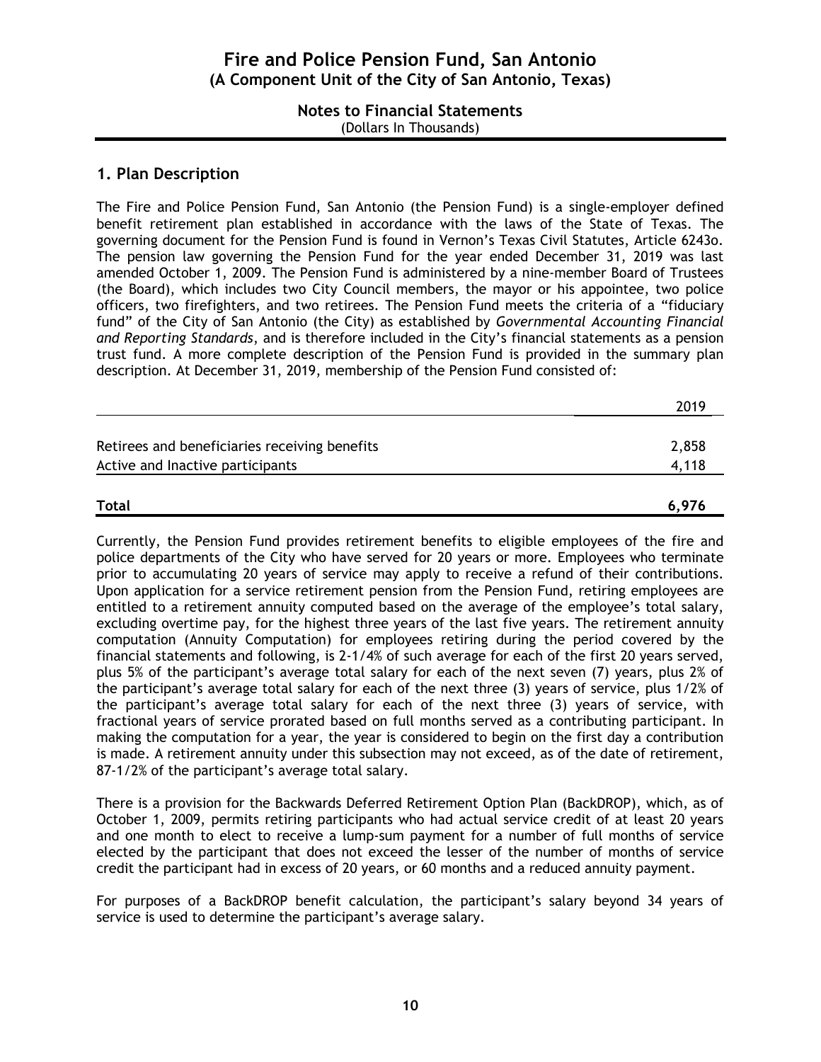# Fire and Police Pension Fund, San Antonio
## (A Component Unit of the City of San Antonio, Texas)

**Notes to Financial Statements**
(Dollars In Thousands)

## 1. Plan Description

The Fire and Police Pension Fund, San Antonio (the Pension Fund) is a single-employer defined benefit retirement plan established in accordance with the laws of the State of Texas. The governing document for the Pension Fund is found in Vernon's Texas Civil Statutes, Article 6243o. The pension law governing the Pension Fund for the year ended December 31, 2019 was last amended October 1, 2009. The Pension Fund is administered by a nine-member Board of Trustees (the Board), which includes two City Council members, the mayor or his appointee, two police officers, two firefighters, and two retirees. The Pension Fund meets the criteria of a "fiduciary fund" of the City of San Antonio (the City) as established by *Governmental Accounting Financial and Reporting Standards*, and is therefore included in the City's financial statements as a pension trust fund. A more complete description of the Pension Fund is provided in the summary plan description. At December 31, 2019, membership of the Pension Fund consisted of:

| | 2019 |
|---|---|
| Retirees and beneficiaries receiving benefits | 2,858 |
| Active and Inactive participants | 4,118 |
| **Total** | **6,976** |

Currently, the Pension Fund provides retirement benefits to eligible employees of the fire and police departments of the City who have served for 20 years or more. Employees who terminate prior to accumulating 20 years of service may apply to receive a refund of their contributions. Upon application for a service retirement pension from the Pension Fund, retiring employees are entitled to a retirement annuity computed based on the average of the employee's total salary, excluding overtime pay, for the highest three years of the last five years. The retirement annuity computation (Annuity Computation) for employees retiring during the period covered by the financial statements and following, is 2-1/4% of such average for each of the first 20 years served, plus 5% of the participant's average total salary for each of the next seven (7) years, plus 2% of the participant's average total salary for each of the next three (3) years of service, plus 1/2% of the participant's average total salary for each of the next three (3) years of service, with fractional years of service prorated based on full months served as a contributing participant. In making the computation for a year, the year is considered to begin on the first day a contribution is made. A retirement annuity under this subsection may not exceed, as of the date of retirement, 87-1/2% of the participant's average total salary.

There is a provision for the Backwards Deferred Retirement Option Plan (BackDROP), which, as of October 1, 2009, permits retiring participants who had actual service credit of at least 20 years and one month to elect to receive a lump-sum payment for a number of full months of service elected by the participant that does not exceed the lesser of the number of months of service credit the participant had in excess of 20 years, or 60 months and a reduced annuity payment.

For purposes of a BackDROP benefit calculation, the participant's salary beyond 34 years of service is used to determine the participant's average salary.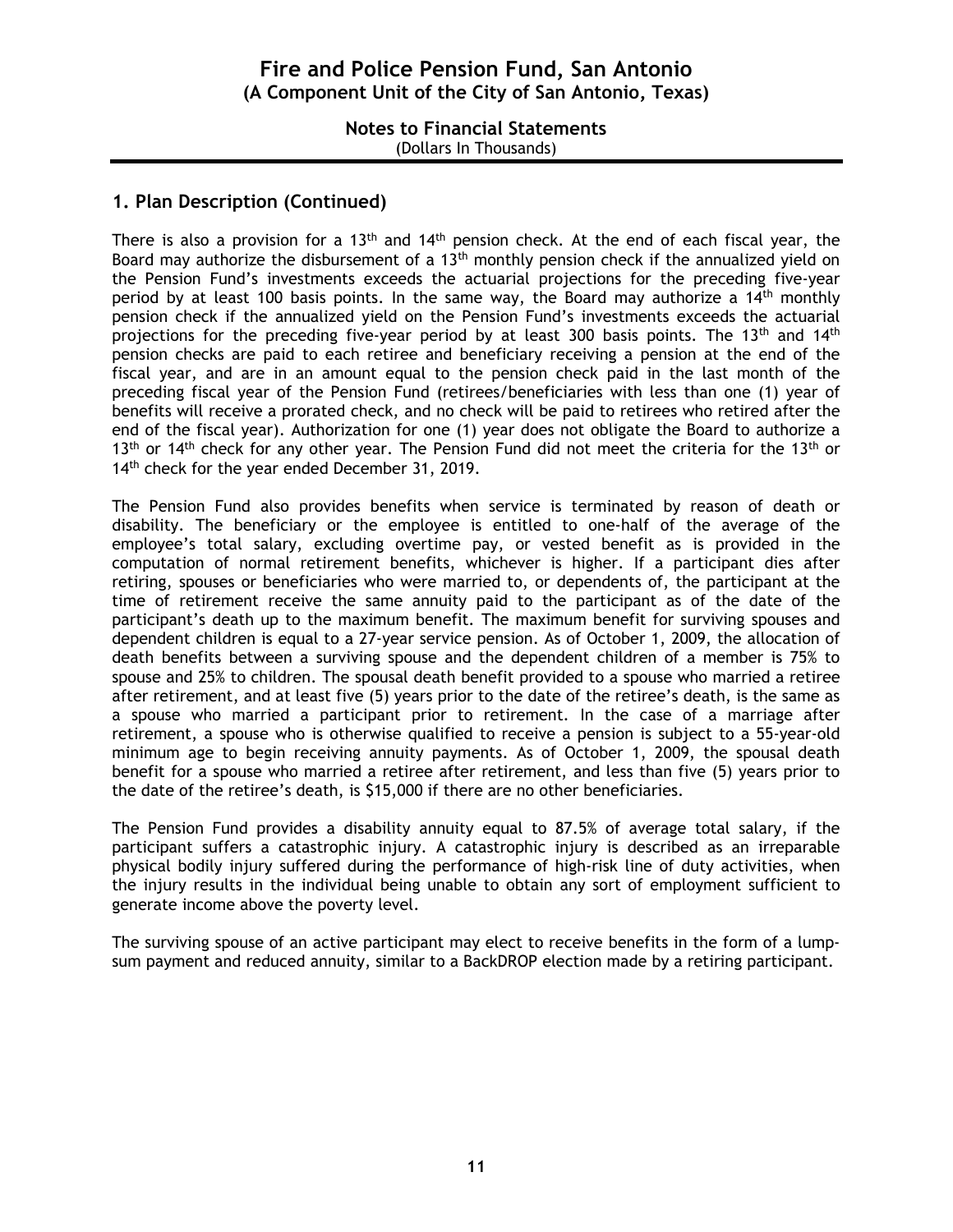## 1. Plan Description (Continued)

There is also a provision for a 13th and 14th pension check. At the end of each fiscal year, the Board may authorize the disbursement of a 13th monthly pension check if the annualized yield on the Pension Fund's investments exceeds the actuarial projections for the preceding five-year period by at least 100 basis points. In the same way, the Board may authorize a 14th monthly pension check if the annualized yield on the Pension Fund's investments exceeds the actuarial projections for the preceding five-year period by at least 300 basis points. The 13th and 14th pension checks are paid to each retiree and beneficiary receiving a pension at the end of the fiscal year, and are in an amount equal to the pension check paid in the last month of the preceding fiscal year of the Pension Fund (retirees/beneficiaries with less than one (1) year of benefits will receive a prorated check, and no check will be paid to retirees who retired after the end of the fiscal year). Authorization for one (1) year does not obligate the Board to authorize a 13th or 14th check for any other year. The Pension Fund did not meet the criteria for the 13th or 14th check for the year ended December 31, 2019.

The Pension Fund also provides benefits when service is terminated by reason of death or disability. The beneficiary or the employee is entitled to one-half of the average of the employee's total salary, excluding overtime pay, or vested benefit as is provided in the computation of normal retirement benefits, whichever is higher. If a participant dies after retiring, spouses or beneficiaries who were married to, or dependents of, the participant at the time of retirement receive the same annuity paid to the participant as of the date of the participant's death up to the maximum benefit. The maximum benefit for surviving spouses and dependent children is equal to a 27-year service pension. As of October 1, 2009, the allocation of death benefits between a surviving spouse and the dependent children of a member is 75% to spouse and 25% to children. The spousal death benefit provided to a spouse who married a retiree after retirement, and at least five (5) years prior to the date of the retiree's death, is the same as a spouse who married a participant prior to retirement. In the case of a marriage after retirement, a spouse who is otherwise qualified to receive a pension is subject to a 55-year-old minimum age to begin receiving annuity payments. As of October 1, 2009, the spousal death benefit for a spouse who married a retiree after retirement, and less than five (5) years prior to the date of the retiree's death, is $15,000 if there are no other beneficiaries.

The Pension Fund provides a disability annuity equal to 87.5% of average total salary, if the participant suffers a catastrophic injury. A catastrophic injury is described as an irreparable physical bodily injury suffered during the performance of high-risk line of duty activities, when the injury results in the individual being unable to obtain any sort of employment sufficient to generate income above the poverty level.

The surviving spouse of an active participant may elect to receive benefits in the form of a lump-sum payment and reduced annuity, similar to a BackDROP election made by a retiring participant.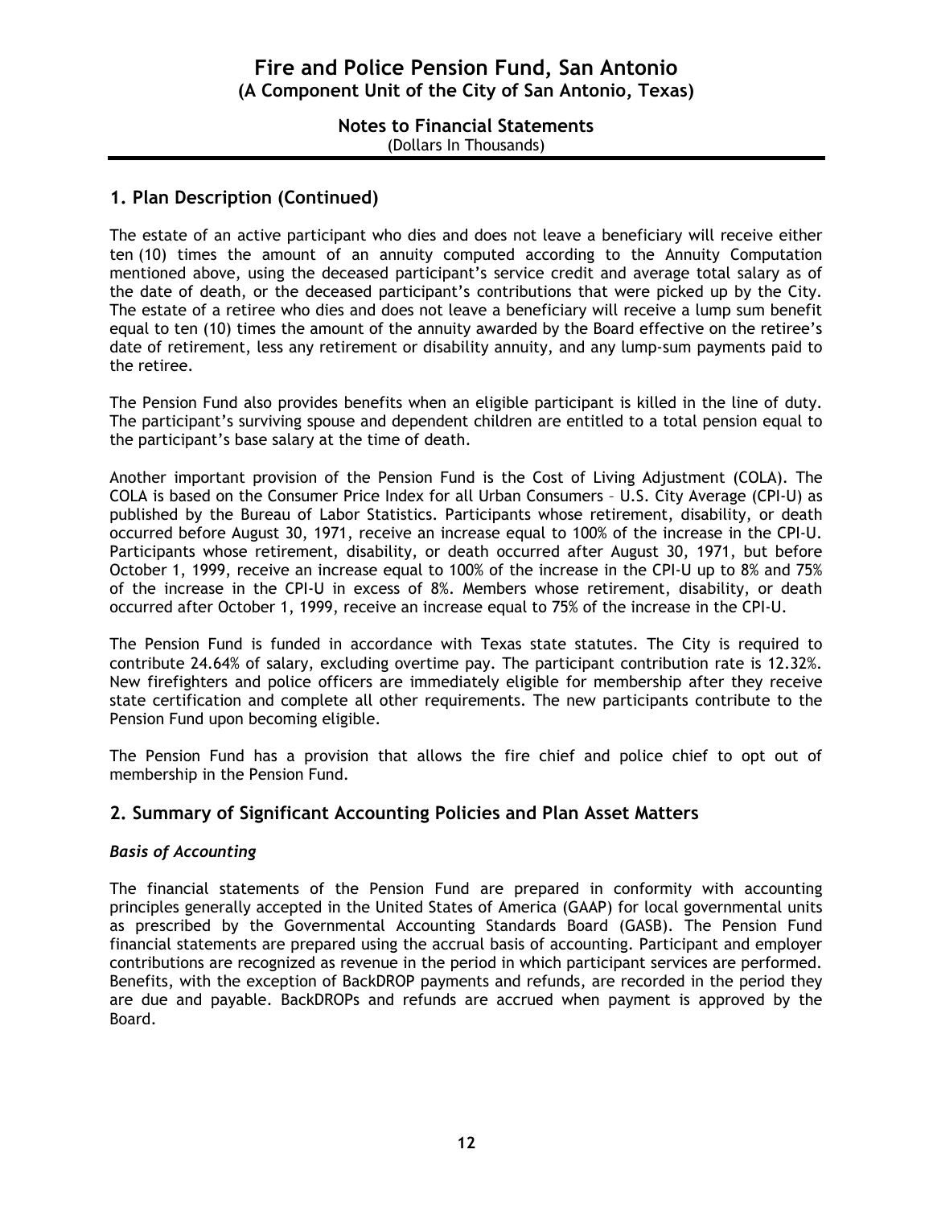## 1. Plan Description (Continued)

The estate of an active participant who dies and does not leave a beneficiary will receive either ten (10) times the amount of an annuity computed according to the Annuity Computation mentioned above, using the deceased participant's service credit and average total salary as of the date of death, or the deceased participant's contributions that were picked up by the City. The estate of a retiree who dies and does not leave a beneficiary will receive a lump sum benefit equal to ten (10) times the amount of the annuity awarded by the Board effective on the retiree's date of retirement, less any retirement or disability annuity, and any lump-sum payments paid to the retiree.

The Pension Fund also provides benefits when an eligible participant is killed in the line of duty. The participant's surviving spouse and dependent children are entitled to a total pension equal to the participant's base salary at the time of death.

Another important provision of the Pension Fund is the Cost of Living Adjustment (COLA). The COLA is based on the Consumer Price Index for all Urban Consumers – U.S. City Average (CPI-U) as published by the Bureau of Labor Statistics. Participants whose retirement, disability, or death occurred before August 30, 1971, receive an increase equal to 100% of the increase in the CPI-U. Participants whose retirement, disability, or death occurred after August 30, 1971, but before October 1, 1999, receive an increase equal to 100% of the increase in the CPI-U up to 8% and 75% of the increase in the CPI-U in excess of 8%. Members whose retirement, disability, or death occurred after October 1, 1999, receive an increase equal to 75% of the increase in the CPI-U.

The Pension Fund is funded in accordance with Texas state statutes. The City is required to contribute 24.64% of salary, excluding overtime pay. The participant contribution rate is 12.32%. New firefighters and police officers are immediately eligible for membership after they receive state certification and complete all other requirements. The new participants contribute to the Pension Fund upon becoming eligible.

The Pension Fund has a provision that allows the fire chief and police chief to opt out of membership in the Pension Fund.

## 2. Summary of Significant Accounting Policies and Plan Asset Matters

### *Basis of Accounting*

The financial statements of the Pension Fund are prepared in conformity with accounting principles generally accepted in the United States of America (GAAP) for local governmental units as prescribed by the Governmental Accounting Standards Board (GASB). The Pension Fund financial statements are prepared using the accrual basis of accounting. Participant and employer contributions are recognized as revenue in the period in which participant services are performed. Benefits, with the exception of BackDROP payments and refunds, are recorded in the period they are due and payable. BackDROPs and refunds are accrued when payment is approved by the Board.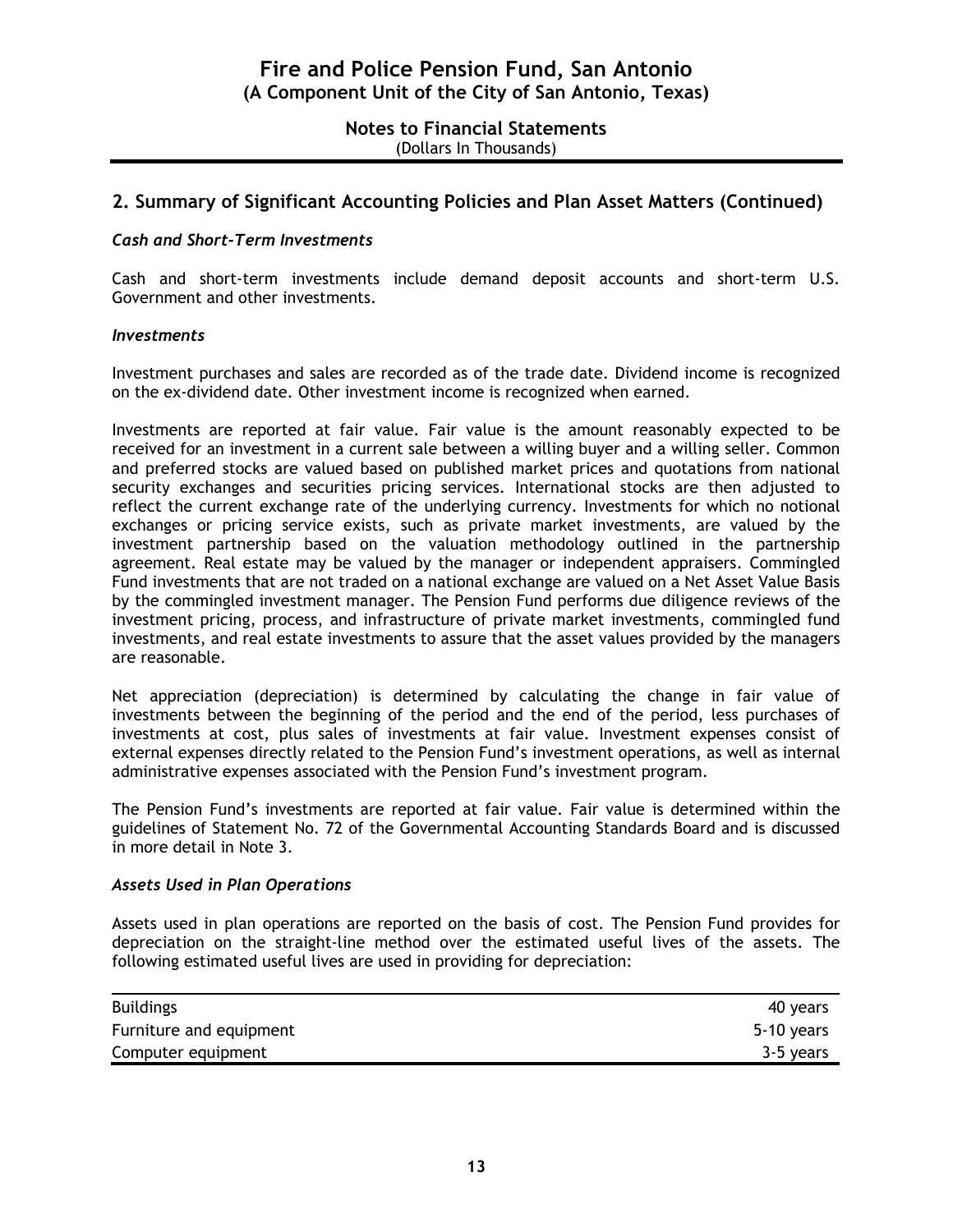## 2. Summary of Significant Accounting Policies and Plan Asset Matters (Continued)

### *Cash and Short-Term Investments*

Cash and short-term investments include demand deposit accounts and short-term U.S. Government and other investments.

### *Investments*

Investment purchases and sales are recorded as of the trade date. Dividend income is recognized on the ex-dividend date. Other investment income is recognized when earned.

Investments are reported at fair value. Fair value is the amount reasonably expected to be received for an investment in a current sale between a willing buyer and a willing seller. Common and preferred stocks are valued based on published market prices and quotations from national security exchanges and securities pricing services. International stocks are then adjusted to reflect the current exchange rate of the underlying currency. Investments for which no notional exchanges or pricing service exists, such as private market investments, are valued by the investment partnership based on the valuation methodology outlined in the partnership agreement. Real estate may be valued by the manager or independent appraisers. Commingled Fund investments that are not traded on a national exchange are valued on a Net Asset Value Basis by the commingled investment manager. The Pension Fund performs due diligence reviews of the investment pricing, process, and infrastructure of private market investments, commingled fund investments, and real estate investments to assure that the asset values provided by the managers are reasonable.

Net appreciation (depreciation) is determined by calculating the change in fair value of investments between the beginning of the period and the end of the period, less purchases of investments at cost, plus sales of investments at fair value. Investment expenses consist of external expenses directly related to the Pension Fund's investment operations, as well as internal administrative expenses associated with the Pension Fund's investment program.

The Pension Fund's investments are reported at fair value. Fair value is determined within the guidelines of Statement No. 72 of the Governmental Accounting Standards Board and is discussed in more detail in Note 3.

### *Assets Used in Plan Operations*

Assets used in plan operations are reported on the basis of cost. The Pension Fund provides for depreciation on the straight-line method over the estimated useful lives of the assets. The following estimated useful lives are used in providing for depreciation:

| | |
|---|---|
| Buildings | 40 years |
| Furniture and equipment | 5-10 years |
| Computer equipment | 3-5 years |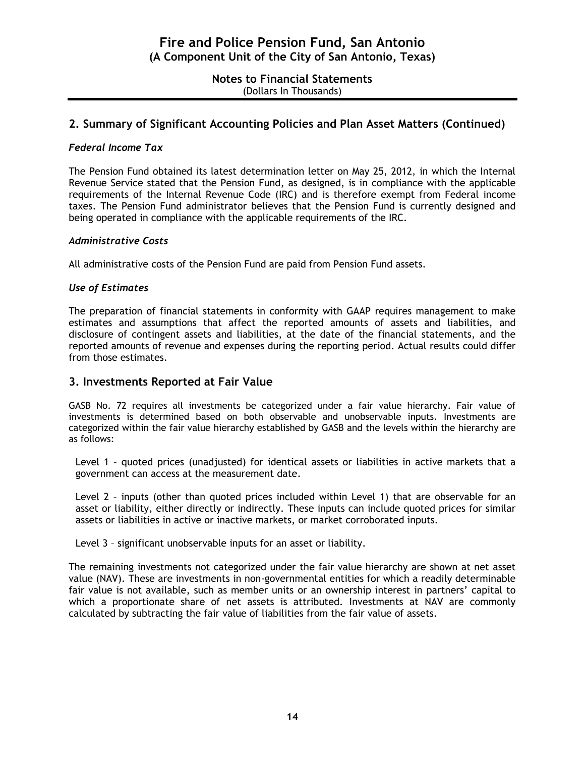## 2. Summary of Significant Accounting Policies and Plan Asset Matters (Continued)

### *Federal Income Tax*

The Pension Fund obtained its latest determination letter on May 25, 2012, in which the Internal Revenue Service stated that the Pension Fund, as designed, is in compliance with the applicable requirements of the Internal Revenue Code (IRC) and is therefore exempt from Federal income taxes. The Pension Fund administrator believes that the Pension Fund is currently designed and being operated in compliance with the applicable requirements of the IRC.

### *Administrative Costs*

All administrative costs of the Pension Fund are paid from Pension Fund assets.

### *Use of Estimates*

The preparation of financial statements in conformity with GAAP requires management to make estimates and assumptions that affect the reported amounts of assets and liabilities, and disclosure of contingent assets and liabilities, at the date of the financial statements, and the reported amounts of revenue and expenses during the reporting period. Actual results could differ from those estimates.

## 3. Investments Reported at Fair Value

GASB No. 72 requires all investments be categorized under a fair value hierarchy. Fair value of investments is determined based on both observable and unobservable inputs. Investments are categorized within the fair value hierarchy established by GASB and the levels within the hierarchy are as follows:

Level 1 – quoted prices (unadjusted) for identical assets or liabilities in active markets that a government can access at the measurement date.

Level 2 – inputs (other than quoted prices included within Level 1) that are observable for an asset or liability, either directly or indirectly. These inputs can include quoted prices for similar assets or liabilities in active or inactive markets, or market corroborated inputs.

Level 3 – significant unobservable inputs for an asset or liability.

The remaining investments not categorized under the fair value hierarchy are shown at net asset value (NAV). These are investments in non-governmental entities for which a readily determinable fair value is not available, such as member units or an ownership interest in partners' capital to which a proportionate share of net assets is attributed. Investments at NAV are commonly calculated by subtracting the fair value of liabilities from the fair value of assets.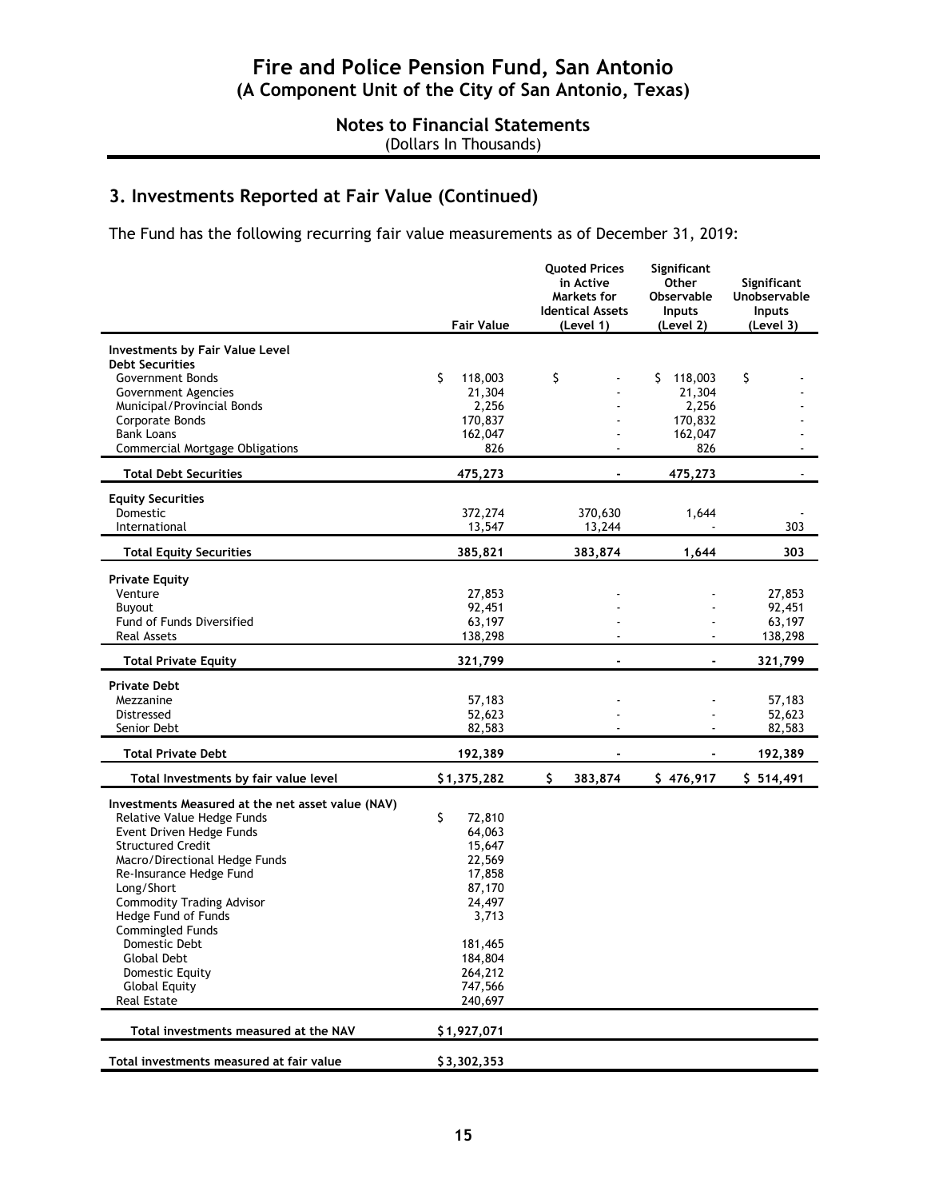# Fire and Police Pension Fund, San Antonio
## (A Component Unit of the City of San Antonio, Texas)

### Notes to Financial Statements
(Dollars In Thousands)

## 3. Investments Reported at Fair Value (Continued)

The Fund has the following recurring fair value measurements as of December 31, 2019:

| | Fair Value | Quoted Prices in Active Markets for Identical Assets (Level 1) | Significant Other Observable Inputs (Level 2) | Significant Unobservable Inputs (Level 3) |
|---|---|---|---|---|
| **Investments by Fair Value Level** | | | | |
| **Debt Securities** | | | | |
| Government Bonds | $ 118,003 | $ - | $ 118,003 | $ - |
| Government Agencies | 21,304 | - | 21,304 | - |
| Municipal/Provincial Bonds | 2,256 | - | 2,256 | - |
| Corporate Bonds | 170,837 | - | 170,832 | - |
| Bank Loans | 162,047 | - | 162,047 | - |
| Commercial Mortgage Obligations | 826 | - | 826 | - |
| **Total Debt Securities** | **475,273** | **-** | **475,273** | **-** |
| **Equity Securities** | | | | |
| Domestic | 372,274 | 370,630 | 1,644 | - |
| International | 13,547 | 13,244 | - | 303 |
| **Total Equity Securities** | **385,821** | **383,874** | **1,644** | **303** |
| **Private Equity** | | | | |
| Venture | 27,853 | - | - | 27,853 |
| Buyout | 92,451 | - | - | 92,451 |
| Fund of Funds Diversified | 63,197 | - | - | 63,197 |
| Real Assets | 138,298 | - | - | 138,298 |
| **Total Private Equity** | **321,799** | **-** | **-** | **321,799** |
| **Private Debt** | | | | |
| Mezzanine | 57,183 | - | - | 57,183 |
| Distressed | 52,623 | - | - | 52,623 |
| Senior Debt | 82,583 | - | - | 82,583 |
| **Total Private Debt** | **192,389** | **-** | **-** | **192,389** |
| **Total Investments by fair value level** | **$ 1,375,282** | **$ 383,874** | **$ 476,917** | **$ 514,491** |
| **Investments Measured at the net asset value (NAV)** | | | | |
| Relative Value Hedge Funds | $ 72,810 | | | |
| Event Driven Hedge Funds | 64,063 | | | |
| Structured Credit | 15,647 | | | |
| Macro/Directional Hedge Funds | 22,569 | | | |
| Re-Insurance Hedge Fund | 17,858 | | | |
| Long/Short | 87,170 | | | |
| Commodity Trading Advisor | 24,497 | | | |
| Hedge Fund of Funds | 3,713 | | | |
| Commingled Funds | | | | |
| Domestic Debt | 181,465 | | | |
| Global Debt | 184,804 | | | |
| Domestic Equity | 264,212 | | | |
| Global Equity | 747,566 | | | |
| Real Estate | 240,697 | | | |
| **Total investments measured at the NAV** | **$ 1,927,071** | | | |
| **Total investments measured at fair value** | **$ 3,302,353** | | | |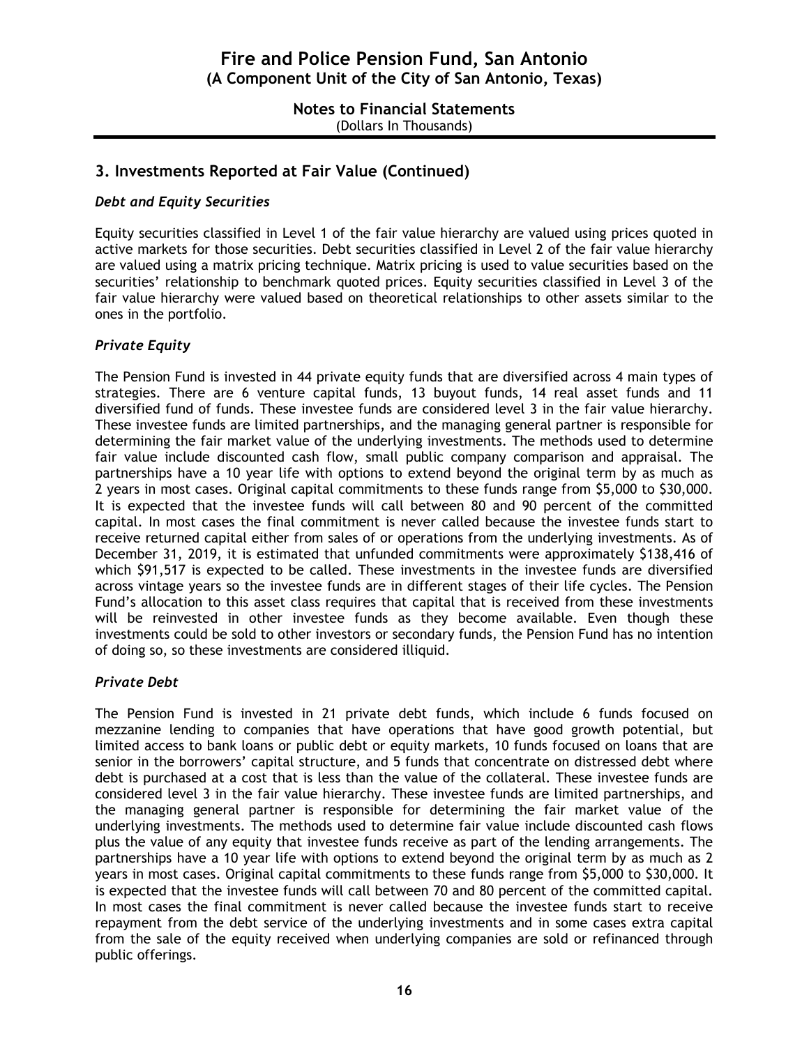## 3. Investments Reported at Fair Value (Continued)

### *Debt and Equity Securities*

Equity securities classified in Level 1 of the fair value hierarchy are valued using prices quoted in active markets for those securities. Debt securities classified in Level 2 of the fair value hierarchy are valued using a matrix pricing technique. Matrix pricing is used to value securities based on the securities' relationship to benchmark quoted prices. Equity securities classified in Level 3 of the fair value hierarchy were valued based on theoretical relationships to other assets similar to the ones in the portfolio.

### *Private Equity*

The Pension Fund is invested in 44 private equity funds that are diversified across 4 main types of strategies. There are 6 venture capital funds, 13 buyout funds, 14 real asset funds and 11 diversified fund of funds. These investee funds are considered level 3 in the fair value hierarchy. These investee funds are limited partnerships, and the managing general partner is responsible for determining the fair market value of the underlying investments. The methods used to determine fair value include discounted cash flow, small public company comparison and appraisal. The partnerships have a 10 year life with options to extend beyond the original term by as much as 2 years in most cases. Original capital commitments to these funds range from $5,000 to $30,000. It is expected that the investee funds will call between 80 and 90 percent of the committed capital. In most cases the final commitment is never called because the investee funds start to receive returned capital either from sales of or operations from the underlying investments. As of December 31, 2019, it is estimated that unfunded commitments were approximately $138,416 of which $91,517 is expected to be called. These investments in the investee funds are diversified across vintage years so the investee funds are in different stages of their life cycles. The Pension Fund's allocation to this asset class requires that capital that is received from these investments will be reinvested in other investee funds as they become available. Even though these investments could be sold to other investors or secondary funds, the Pension Fund has no intention of doing so, so these investments are considered illiquid.

### *Private Debt*

The Pension Fund is invested in 21 private debt funds, which include 6 funds focused on mezzanine lending to companies that have operations that have good growth potential, but limited access to bank loans or public debt or equity markets, 10 funds focused on loans that are senior in the borrowers' capital structure, and 5 funds that concentrate on distressed debt where debt is purchased at a cost that is less than the value of the collateral. These investee funds are considered level 3 in the fair value hierarchy. These investee funds are limited partnerships, and the managing general partner is responsible for determining the fair market value of the underlying investments. The methods used to determine fair value include discounted cash flows plus the value of any equity that investee funds receive as part of the lending arrangements. The partnerships have a 10 year life with options to extend beyond the original term by as much as 2 years in most cases. Original capital commitments to these funds range from $5,000 to $30,000. It is expected that the investee funds will call between 70 and 80 percent of the committed capital. In most cases the final commitment is never called because the investee funds start to receive repayment from the debt service of the underlying investments and in some cases extra capital from the sale of the equity received when underlying companies are sold or refinanced through public offerings.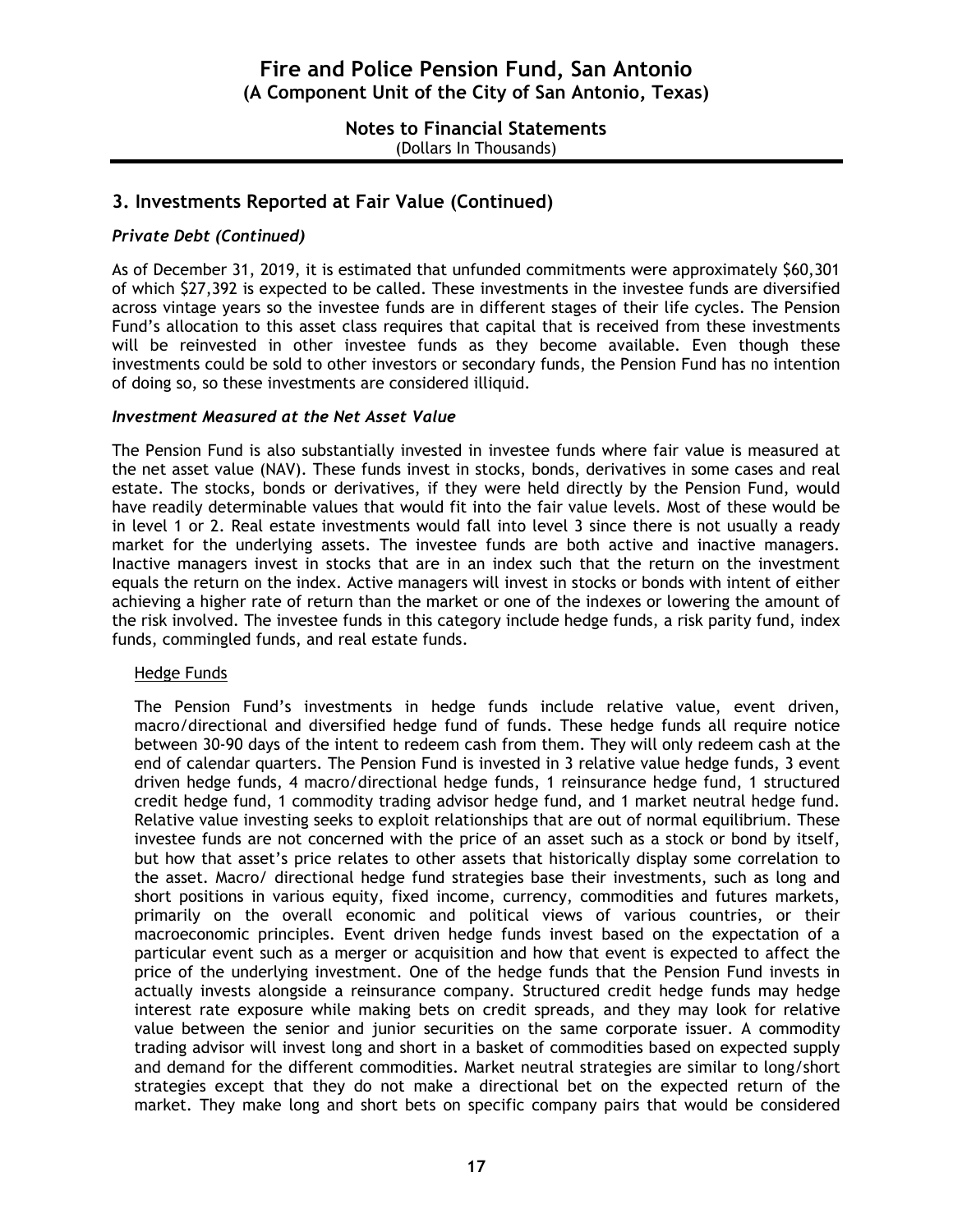## 3. Investments Reported at Fair Value (Continued)

### *Private Debt (Continued)*

As of December 31, 2019, it is estimated that unfunded commitments were approximately $60,301 of which $27,392 is expected to be called. These investments in the investee funds are diversified across vintage years so the investee funds are in different stages of their life cycles. The Pension Fund's allocation to this asset class requires that capital that is received from these investments will be reinvested in other investee funds as they become available. Even though these investments could be sold to other investors or secondary funds, the Pension Fund has no intention of doing so, so these investments are considered illiquid.

### *Investment Measured at the Net Asset Value*

The Pension Fund is also substantially invested in investee funds where fair value is measured at the net asset value (NAV). These funds invest in stocks, bonds, derivatives in some cases and real estate. The stocks, bonds or derivatives, if they were held directly by the Pension Fund, would have readily determinable values that would fit into the fair value levels. Most of these would be in level 1 or 2. Real estate investments would fall into level 3 since there is not usually a ready market for the underlying assets. The investee funds are both active and inactive managers. Inactive managers invest in stocks that are in an index such that the return on the investment equals the return on the index. Active managers will invest in stocks or bonds with intent of either achieving a higher rate of return than the market or one of the indexes or lowering the amount of the risk involved. The investee funds in this category include hedge funds, a risk parity fund, index funds, commingled funds, and real estate funds.

<u>Hedge Funds</u>

The Pension Fund's investments in hedge funds include relative value, event driven, macro/directional and diversified hedge fund of funds. These hedge funds all require notice between 30-90 days of the intent to redeem cash from them. They will only redeem cash at the end of calendar quarters. The Pension Fund is invested in 3 relative value hedge funds, 3 event driven hedge funds, 4 macro/directional hedge funds, 1 reinsurance hedge fund, 1 structured credit hedge fund, 1 commodity trading advisor hedge fund, and 1 market neutral hedge fund. Relative value investing seeks to exploit relationships that are out of normal equilibrium. These investee funds are not concerned with the price of an asset such as a stock or bond by itself, but how that asset's price relates to other assets that historically display some correlation to the asset. Macro/ directional hedge fund strategies base their investments, such as long and short positions in various equity, fixed income, currency, commodities and futures markets, primarily on the overall economic and political views of various countries, or their macroeconomic principles. Event driven hedge funds invest based on the expectation of a particular event such as a merger or acquisition and how that event is expected to affect the price of the underlying investment. One of the hedge funds that the Pension Fund invests in actually invests alongside a reinsurance company. Structured credit hedge funds may hedge interest rate exposure while making bets on credit spreads, and they may look for relative value between the senior and junior securities on the same corporate issuer. A commodity trading advisor will invest long and short in a basket of commodities based on expected supply and demand for the different commodities. Market neutral strategies are similar to long/short strategies except that they do not make a directional bet on the expected return of the market. They make long and short bets on specific company pairs that would be considered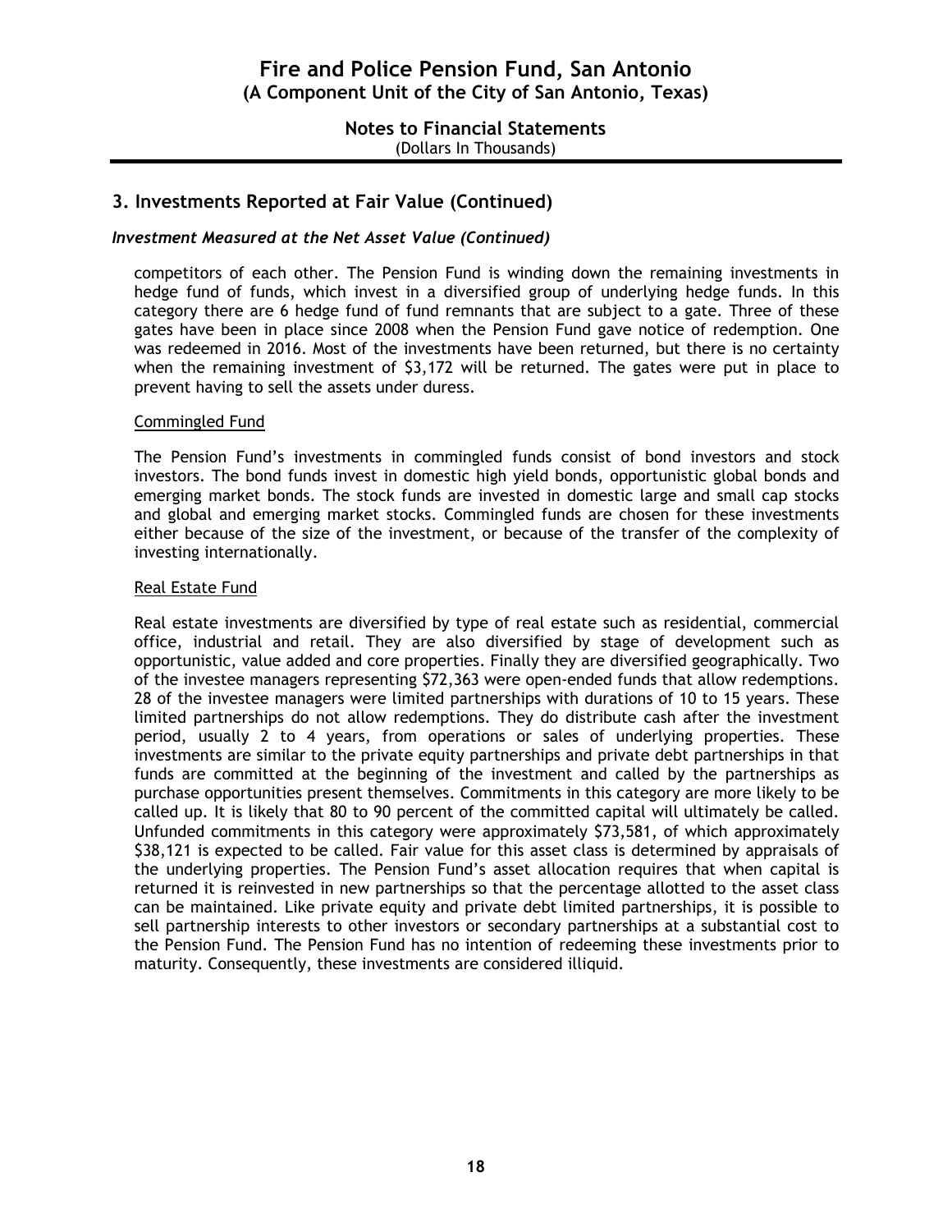## 3. Investments Reported at Fair Value (Continued)

### *Investment Measured at the Net Asset Value (Continued)*

competitors of each other. The Pension Fund is winding down the remaining investments in hedge fund of funds, which invest in a diversified group of underlying hedge funds. In this category there are 6 hedge fund of fund remnants that are subject to a gate. Three of these gates have been in place since 2008 when the Pension Fund gave notice of redemption. One was redeemed in 2016. Most of the investments have been returned, but there is no certainty when the remaining investment of $3,172 will be returned. The gates were put in place to prevent having to sell the assets under duress.

Commingled Fund

The Pension Fund's investments in commingled funds consist of bond investors and stock investors. The bond funds invest in domestic high yield bonds, opportunistic global bonds and emerging market bonds. The stock funds are invested in domestic large and small cap stocks and global and emerging market stocks. Commingled funds are chosen for these investments either because of the size of the investment, or because of the transfer of the complexity of investing internationally.

Real Estate Fund

Real estate investments are diversified by type of real estate such as residential, commercial office, industrial and retail. They are also diversified by stage of development such as opportunistic, value added and core properties. Finally they are diversified geographically. Two of the investee managers representing $72,363 were open-ended funds that allow redemptions. 28 of the investee managers were limited partnerships with durations of 10 to 15 years. These limited partnerships do not allow redemptions. They do distribute cash after the investment period, usually 2 to 4 years, from operations or sales of underlying properties. These investments are similar to the private equity partnerships and private debt partnerships in that funds are committed at the beginning of the investment and called by the partnerships as purchase opportunities present themselves. Commitments in this category are more likely to be called up. It is likely that 80 to 90 percent of the committed capital will ultimately be called. Unfunded commitments in this category were approximately $73,581, of which approximately $38,121 is expected to be called. Fair value for this asset class is determined by appraisals of the underlying properties. The Pension Fund's asset allocation requires that when capital is returned it is reinvested in new partnerships so that the percentage allotted to the asset class can be maintained. Like private equity and private debt limited partnerships, it is possible to sell partnership interests to other investors or secondary partnerships at a substantial cost to the Pension Fund. The Pension Fund has no intention of redeeming these investments prior to maturity. Consequently, these investments are considered illiquid.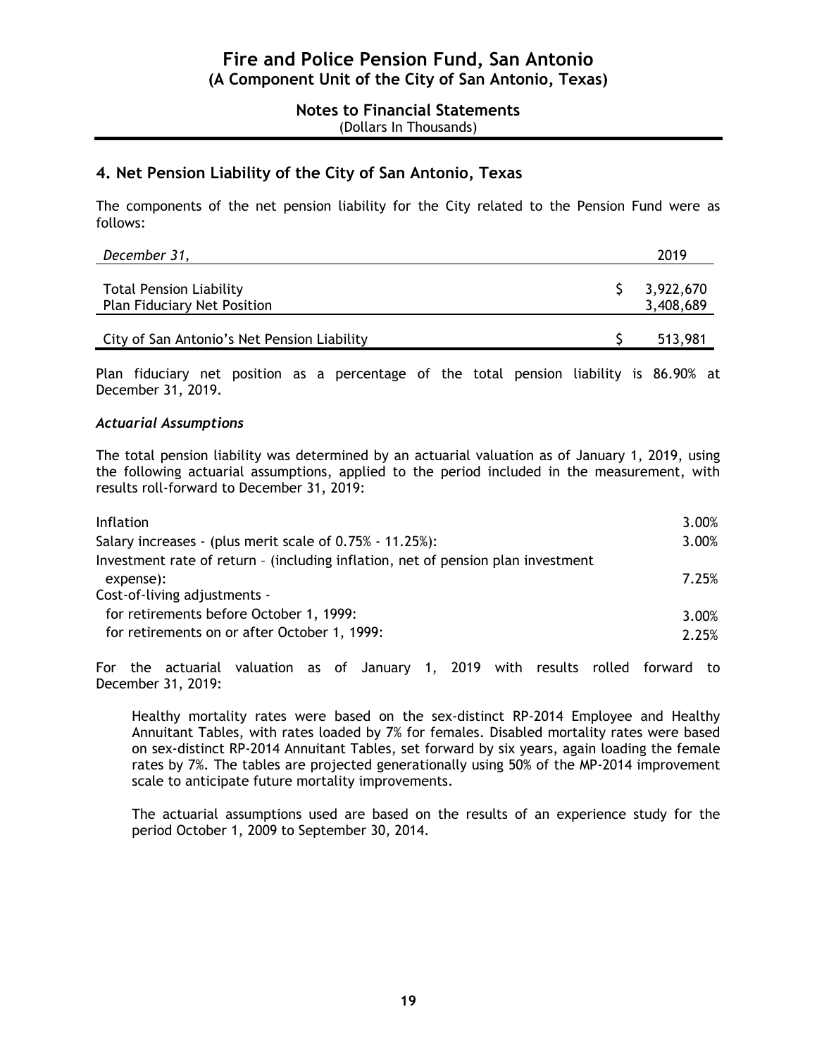# Fire and Police Pension Fund, San Antonio
## (A Component Unit of the City of San Antonio, Texas)

### Notes to Financial Statements
(Dollars In Thousands)

## 4. Net Pension Liability of the City of San Antonio, Texas

The components of the net pension liability for the City related to the Pension Fund were as follows:

| *December 31,* | 2019 |
|---|---|
| Total Pension Liability | $ 3,922,670 |
| Plan Fiduciary Net Position | 3,408,689 |
| City of San Antonio's Net Pension Liability | $ 513,981 |

Plan fiduciary net position as a percentage of the total pension liability is 86.90% at December 31, 2019.

### *Actuarial Assumptions*

The total pension liability was determined by an actuarial valuation as of January 1, 2019, using the following actuarial assumptions, applied to the period included in the measurement, with results roll-forward to December 31, 2019:

| | |
|---|---|
| Inflation | 3.00% |
| Salary increases - (plus merit scale of 0.75% - 11.25%): | 3.00% |
| Investment rate of return – (including inflation, net of pension plan investment expense): | 7.25% |
| Cost-of-living adjustments - | |
| for retirements before October 1, 1999: | 3.00% |
| for retirements on or after October 1, 1999: | 2.25% |

For the actuarial valuation as of January 1, 2019 with results rolled forward to December 31, 2019:

Healthy mortality rates were based on the sex-distinct RP-2014 Employee and Healthy Annuitant Tables, with rates loaded by 7% for females. Disabled mortality rates were based on sex-distinct RP-2014 Annuitant Tables, set forward by six years, again loading the female rates by 7%. The tables are projected generationally using 50% of the MP-2014 improvement scale to anticipate future mortality improvements.

The actuarial assumptions used are based on the results of an experience study for the period October 1, 2009 to September 30, 2014.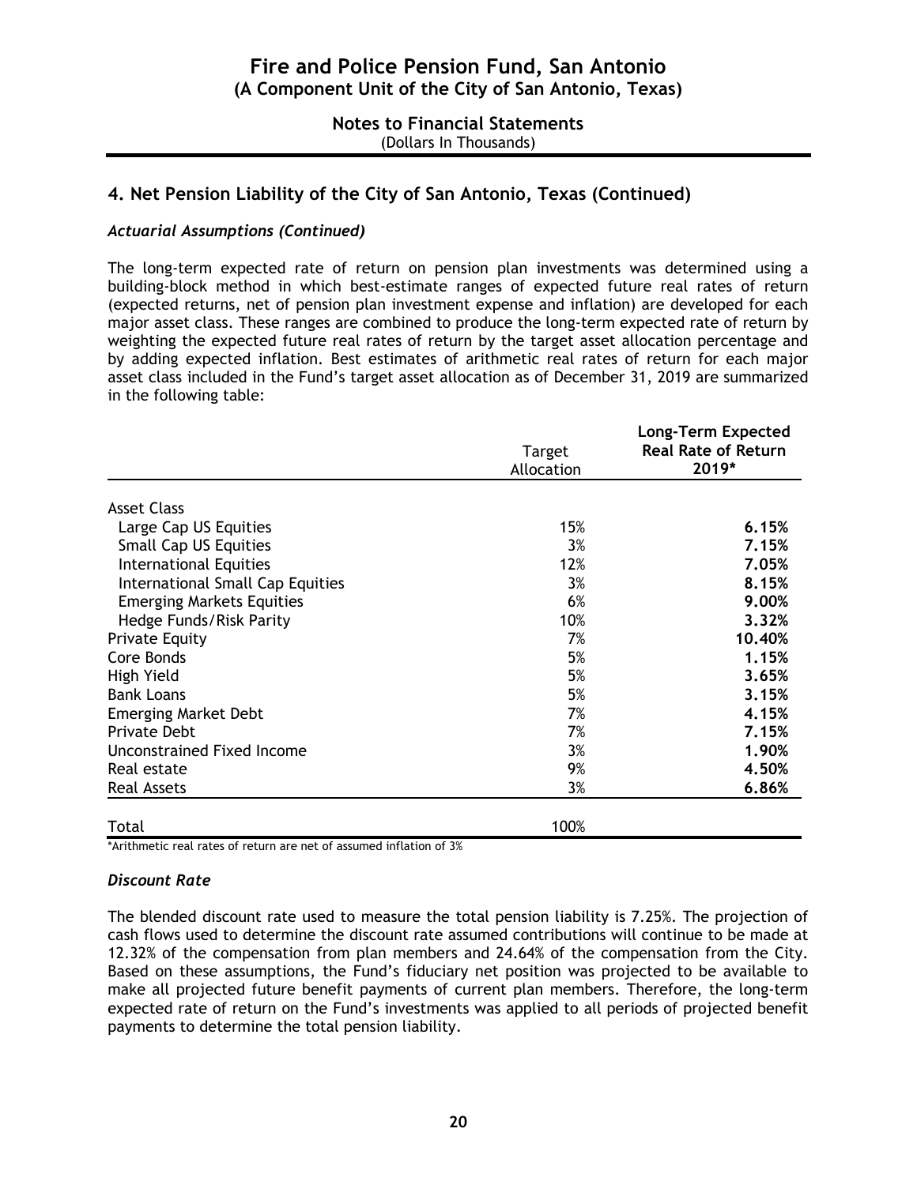# Fire and Police Pension Fund, San Antonio
## (A Component Unit of the City of San Antonio, Texas)

**Notes to Financial Statements**
(Dollars In Thousands)

## 4. Net Pension Liability of the City of San Antonio, Texas (Continued)

### *Actuarial Assumptions (Continued)*

The long-term expected rate of return on pension plan investments was determined using a building-block method in which best-estimate ranges of expected future real rates of return (expected returns, net of pension plan investment expense and inflation) are developed for each major asset class. These ranges are combined to produce the long-term expected rate of return by weighting the expected future real rates of return by the target asset allocation percentage and by adding expected inflation. Best estimates of arithmetic real rates of return for each major asset class included in the Fund's target asset allocation as of December 31, 2019 are summarized in the following table:

| | Target Allocation | Long-Term Expected Real Rate of Return 2019* |
|---|---|---|
| Asset Class | | |
| Large Cap US Equities | 15% | **6.15%** |
| Small Cap US Equities | 3% | **7.15%** |
| International Equities | 12% | **7.05%** |
| International Small Cap Equities | 3% | **8.15%** |
| Emerging Markets Equities | 6% | **9.00%** |
| Hedge Funds/Risk Parity | 10% | **3.32%** |
| Private Equity | 7% | **10.40%** |
| Core Bonds | 5% | **1.15%** |
| High Yield | 5% | **3.65%** |
| Bank Loans | 5% | **3.15%** |
| Emerging Market Debt | 7% | **4.15%** |
| Private Debt | 7% | **7.15%** |
| Unconstrained Fixed Income | 3% | **1.90%** |
| Real estate | 9% | **4.50%** |
| Real Assets | 3% | **6.86%** |
| Total | 100% | |

*Arithmetic real rates of return are net of assumed inflation of 3%

### *Discount Rate*

The blended discount rate used to measure the total pension liability is 7.25%. The projection of cash flows used to determine the discount rate assumed contributions will continue to be made at 12.32% of the compensation from plan members and 24.64% of the compensation from the City. Based on these assumptions, the Fund's fiduciary net position was projected to be available to make all projected future benefit payments of current plan members. Therefore, the long-term expected rate of return on the Fund's investments was applied to all periods of projected benefit payments to determine the total pension liability.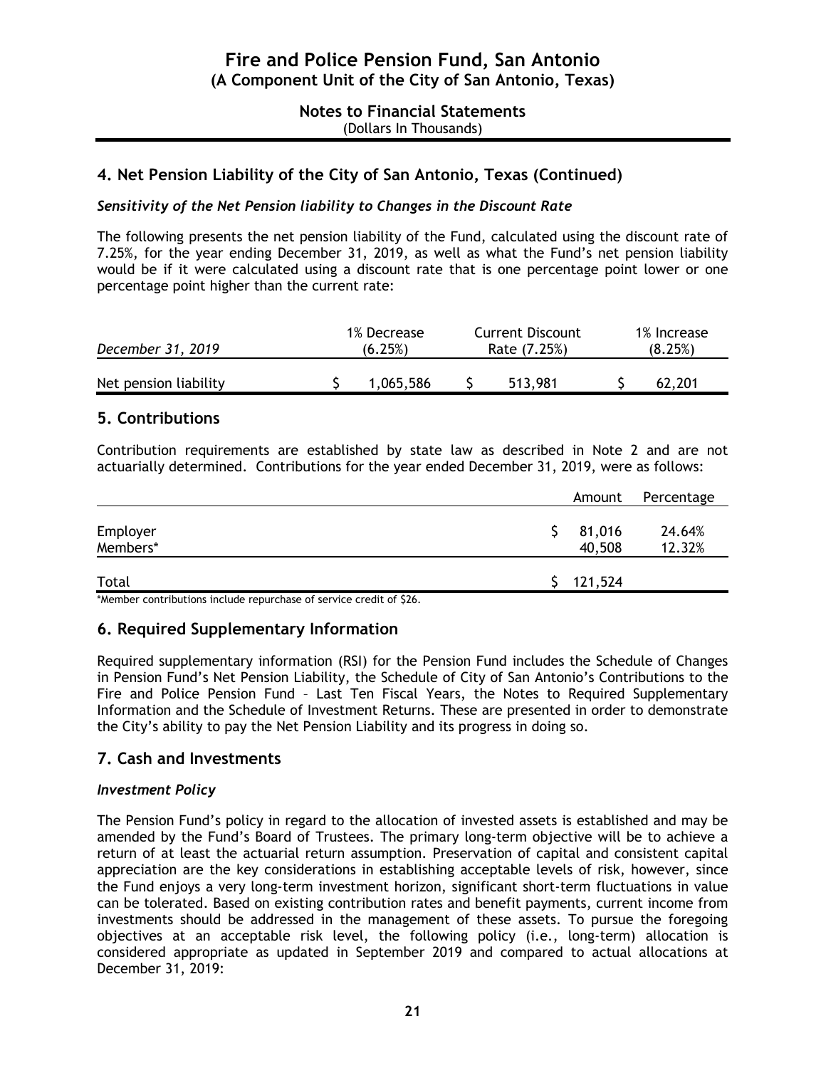# Fire and Police Pension Fund, San Antonio
## (A Component Unit of the City of San Antonio, Texas)

**Notes to Financial Statements**
(Dollars In Thousands)

## 4. Net Pension Liability of the City of San Antonio, Texas (Continued)

### *Sensitivity of the Net Pension liability to Changes in the Discount Rate*

The following presents the net pension liability of the Fund, calculated using the discount rate of 7.25%, for the year ending December 31, 2019, as well as what the Fund's net pension liability would be if it were calculated using a discount rate that is one percentage point lower or one percentage point higher than the current rate:

| *December 31, 2019* | 1% Decrease (6.25%) | Current Discount Rate (7.25%) | 1% Increase (8.25%) |
|---|---|---|---|
| Net pension liability | $ 1,065,586 | $ 513,981 | $ 62,201 |

## 5. Contributions

Contribution requirements are established by state law as described in Note 2 and are not actuarially determined. Contributions for the year ended December 31, 2019, were as follows:

| | Amount | Percentage |
|---|---|---|
| Employer | $ 81,016 | 24.64% |
| Members* | 40,508 | 12.32% |
| Total | $ 121,524 | |

*Member contributions include repurchase of service credit of $26.

## 6. Required Supplementary Information

Required supplementary information (RSI) for the Pension Fund includes the Schedule of Changes in Pension Fund's Net Pension Liability, the Schedule of City of San Antonio's Contributions to the Fire and Police Pension Fund – Last Ten Fiscal Years, the Notes to Required Supplementary Information and the Schedule of Investment Returns. These are presented in order to demonstrate the City's ability to pay the Net Pension Liability and its progress in doing so.

## 7. Cash and Investments

### *Investment Policy*

The Pension Fund's policy in regard to the allocation of invested assets is established and may be amended by the Fund's Board of Trustees. The primary long-term objective will be to achieve a return of at least the actuarial return assumption. Preservation of capital and consistent capital appreciation are the key considerations in establishing acceptable levels of risk, however, since the Fund enjoys a very long-term investment horizon, significant short-term fluctuations in value can be tolerated. Based on existing contribution rates and benefit payments, current income from investments should be addressed in the management of these assets. To pursue the foregoing objectives at an acceptable risk level, the following policy (i.e., long-term) allocation is considered appropriate as updated in September 2019 and compared to actual allocations at December 31, 2019: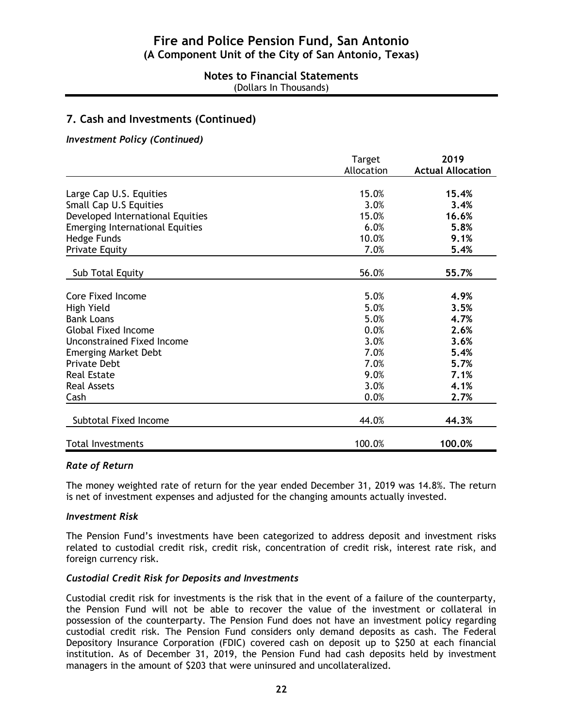## 7. Cash and Investments (Continued)

### *Investment Policy (Continued)*

| | Target Allocation | **2019 Actual Allocation** |
|---|---|---|
| Large Cap U.S. Equities | 15.0% | **15.4%** |
| Small Cap U.S Equities | 3.0% | **3.4%** |
| Developed International Equities | 15.0% | **16.6%** |
| Emerging International Equities | 6.0% | **5.8%** |
| Hedge Funds | 10.0% | **9.1%** |
| Private Equity | 7.0% | **5.4%** |
| Sub Total Equity | 56.0% | **55.7%** |
| Core Fixed Income | 5.0% | **4.9%** |
| High Yield | 5.0% | **3.5%** |
| Bank Loans | 5.0% | **4.7%** |
| Global Fixed Income | 0.0% | **2.6%** |
| Unconstrained Fixed Income | 3.0% | **3.6%** |
| Emerging Market Debt | 7.0% | **5.4%** |
| Private Debt | 7.0% | **5.7%** |
| Real Estate | 9.0% | **7.1%** |
| Real Assets | 3.0% | **4.1%** |
| Cash | 0.0% | **2.7%** |
| Subtotal Fixed Income | 44.0% | **44.3%** |
| Total Investments | 100.0% | **100.0%** |

### *Rate of Return*

The money weighted rate of return for the year ended December 31, 2019 was 14.8%. The return is net of investment expenses and adjusted for the changing amounts actually invested.

### *Investment Risk*

The Pension Fund's investments have been categorized to address deposit and investment risks related to custodial credit risk, credit risk, concentration of credit risk, interest rate risk, and foreign currency risk.

### *Custodial Credit Risk for Deposits and Investments*

Custodial credit risk for investments is the risk that in the event of a failure of the counterparty, the Pension Fund will not be able to recover the value of the investment or collateral in possession of the counterparty. The Pension Fund does not have an investment policy regarding custodial credit risk. The Pension Fund considers only demand deposits as cash. The Federal Depository Insurance Corporation (FDIC) covered cash on deposit up to $250 at each financial institution. As of December 31, 2019, the Pension Fund had cash deposits held by investment managers in the amount of $203 that were uninsured and uncollateralized.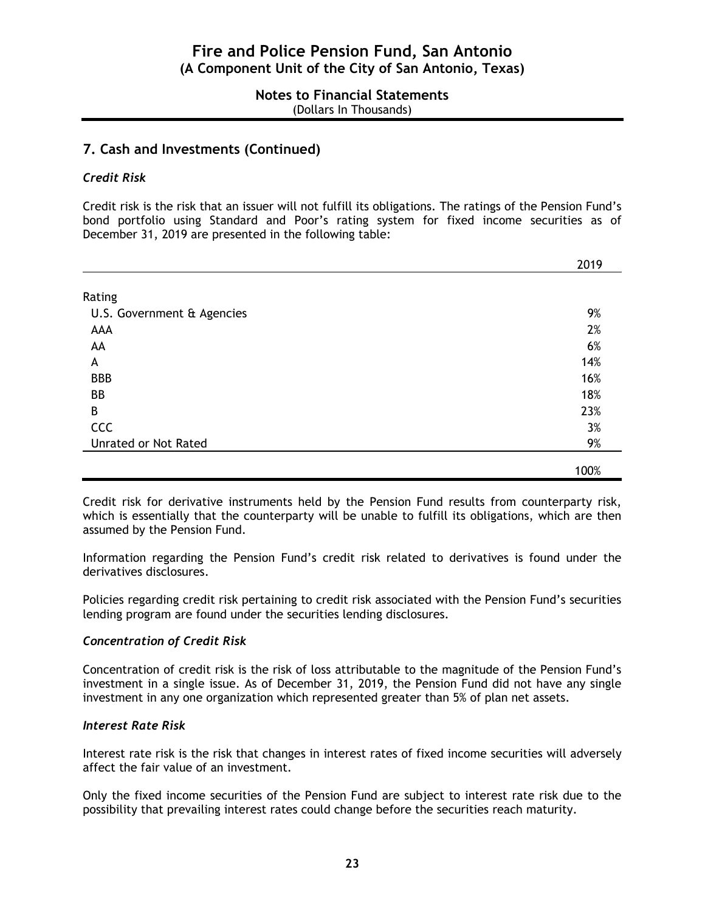# Fire and Police Pension Fund, San Antonio
## (A Component Unit of the City of San Antonio, Texas)

### Notes to Financial Statements
(Dollars In Thousands)

## 7. Cash and Investments (Continued)

### *Credit Risk*

Credit risk is the risk that an issuer will not fulfill its obligations. The ratings of the Pension Fund's bond portfolio using Standard and Poor's rating system for fixed income securities as of December 31, 2019 are presented in the following table:

| | 2019 |
|---|---|
| Rating | |
| U.S. Government & Agencies | 9% |
| AAA | 2% |
| AA | 6% |
| A | 14% |
| BBB | 16% |
| BB | 18% |
| B | 23% |
| CCC | 3% |
| Unrated or Not Rated | 9% |
| | 100% |

Credit risk for derivative instruments held by the Pension Fund results from counterparty risk, which is essentially that the counterparty will be unable to fulfill its obligations, which are then assumed by the Pension Fund.

Information regarding the Pension Fund's credit risk related to derivatives is found under the derivatives disclosures.

Policies regarding credit risk pertaining to credit risk associated with the Pension Fund's securities lending program are found under the securities lending disclosures.

### *Concentration of Credit Risk*

Concentration of credit risk is the risk of loss attributable to the magnitude of the Pension Fund's investment in a single issue. As of December 31, 2019, the Pension Fund did not have any single investment in any one organization which represented greater than 5% of plan net assets.

### *Interest Rate Risk*

Interest rate risk is the risk that changes in interest rates of fixed income securities will adversely affect the fair value of an investment.

Only the fixed income securities of the Pension Fund are subject to interest rate risk due to the possibility that prevailing interest rates could change before the securities reach maturity.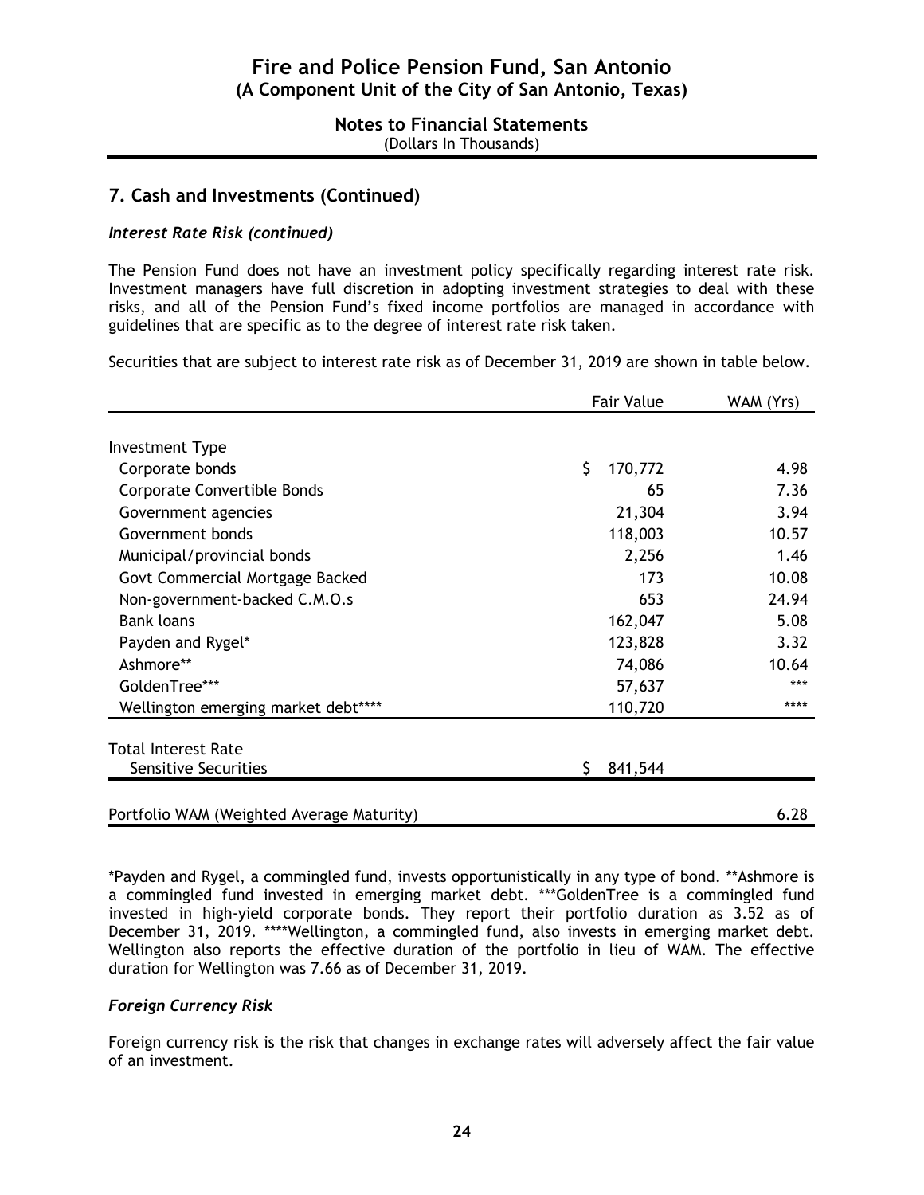## 7. Cash and Investments (Continued)

### *Interest Rate Risk (continued)*

The Pension Fund does not have an investment policy specifically regarding interest rate risk. Investment managers have full discretion in adopting investment strategies to deal with these risks, and all of the Pension Fund's fixed income portfolios are managed in accordance with guidelines that are specific as to the degree of interest rate risk taken.

Securities that are subject to interest rate risk as of December 31, 2019 are shown in table below.

| | Fair Value | WAM (Yrs) |
|---|---|---|
| Investment Type | | |
| Corporate bonds | $ 170,772 | 4.98 |
| Corporate Convertible Bonds | 65 | 7.36 |
| Government agencies | 21,304 | 3.94 |
| Government bonds | 118,003 | 10.57 |
| Municipal/provincial bonds | 2,256 | 1.46 |
| Govt Commercial Mortgage Backed | 173 | 10.08 |
| Non-government-backed C.M.O.s | 653 | 24.94 |
| Bank loans | 162,047 | 5.08 |
| Payden and Rygel* | 123,828 | 3.32 |
| Ashmore** | 74,086 | 10.64 |
| GoldenTree*** | 57,637 | *** |
| Wellington emerging market debt**** | 110,720 | **** |
| Total Interest Rate Sensitive Securities | $ 841,544 | |
| Portfolio WAM (Weighted Average Maturity) | | 6.28 |

*Payden and Rygel, a commingled fund, invests opportunistically in any type of bond. **Ashmore is a commingled fund invested in emerging market debt. ***GoldenTree is a commingled fund invested in high-yield corporate bonds. They report their portfolio duration as 3.52 as of December 31, 2019. ****Wellington, a commingled fund, also invests in emerging market debt. Wellington also reports the effective duration of the portfolio in lieu of WAM. The effective duration for Wellington was 7.66 as of December 31, 2019.

### *Foreign Currency Risk*

Foreign currency risk is the risk that changes in exchange rates will adversely affect the fair value of an investment.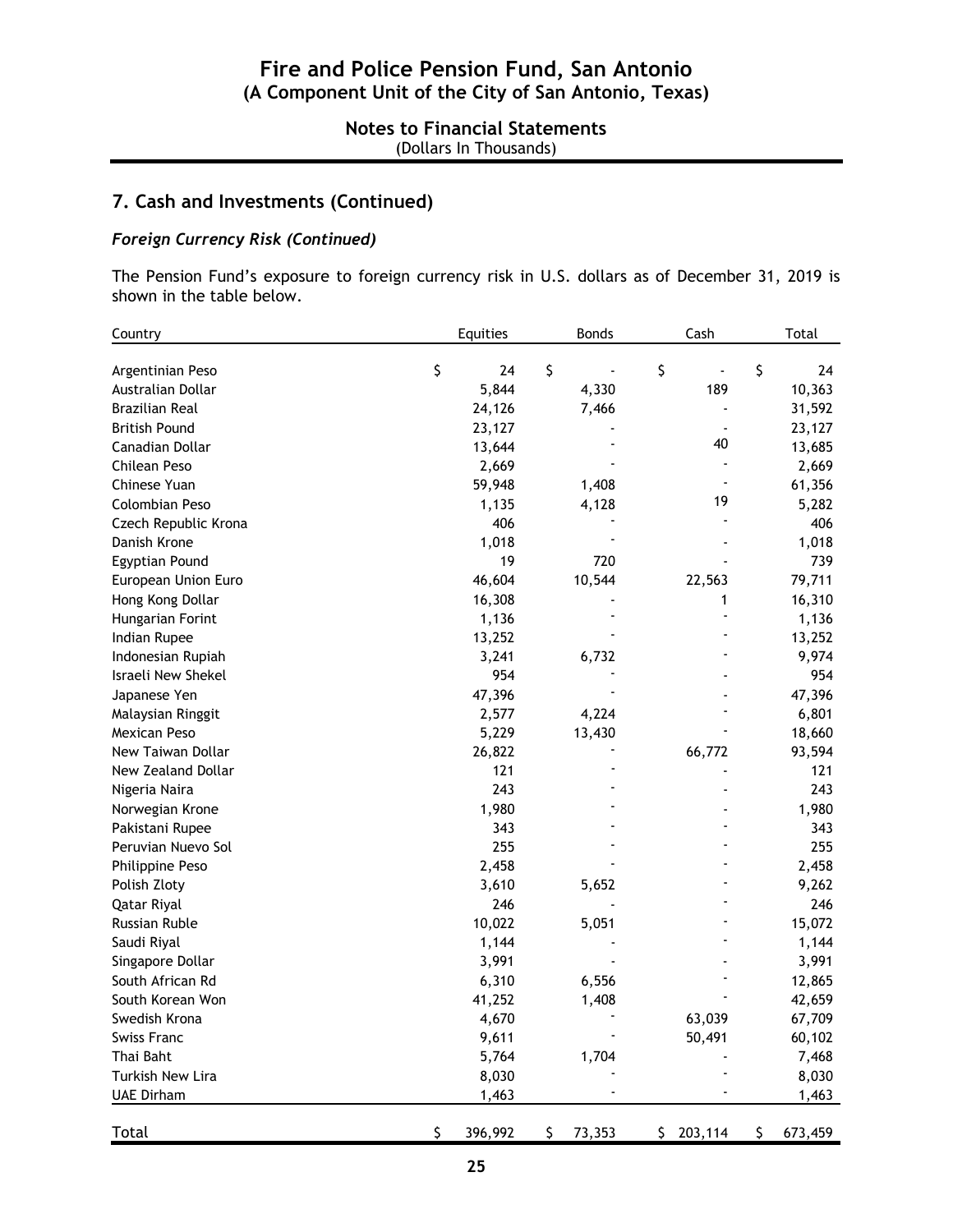# Fire and Police Pension Fund, San Antonio
## (A Component Unit of the City of San Antonio, Texas)

### Notes to Financial Statements
(Dollars In Thousands)

## 7. Cash and Investments (Continued)

### *Foreign Currency Risk (Continued)*

The Pension Fund's exposure to foreign currency risk in U.S. dollars as of December 31, 2019 is shown in the table below.

| Country | Equities | Bonds | Cash | Total |
|---|---|---|---|---|
| Argentinian Peso | $ 24 | $ - | $ - | $ 24 |
| Australian Dollar | 5,844 | 4,330 | 189 | 10,363 |
| Brazilian Real | 24,126 | 7,466 | - | 31,592 |
| British Pound | 23,127 | - | - | 23,127 |
| Canadian Dollar | 13,644 | - | 40 | 13,685 |
| Chilean Peso | 2,669 | - | - | 2,669 |
| Chinese Yuan | 59,948 | 1,408 | - | 61,356 |
| Colombian Peso | 1,135 | 4,128 | 19 | 5,282 |
| Czech Republic Krona | 406 | - | - | 406 |
| Danish Krone | 1,018 | - | - | 1,018 |
| Egyptian Pound | 19 | 720 | - | 739 |
| European Union Euro | 46,604 | 10,544 | 22,563 | 79,711 |
| Hong Kong Dollar | 16,308 | - | 1 | 16,310 |
| Hungarian Forint | 1,136 | - | - | 1,136 |
| Indian Rupee | 13,252 | - | - | 13,252 |
| Indonesian Rupiah | 3,241 | 6,732 | - | 9,974 |
| Israeli New Shekel | 954 | - | - | 954 |
| Japanese Yen | 47,396 | - | - | 47,396 |
| Malaysian Ringgit | 2,577 | 4,224 | - | 6,801 |
| Mexican Peso | 5,229 | 13,430 | - | 18,660 |
| New Taiwan Dollar | 26,822 | - | 66,772 | 93,594 |
| New Zealand Dollar | 121 | - | - | 121 |
| Nigeria Naira | 243 | - | - | 243 |
| Norwegian Krone | 1,980 | - | - | 1,980 |
| Pakistani Rupee | 343 | - | - | 343 |
| Peruvian Nuevo Sol | 255 | - | - | 255 |
| Philippine Peso | 2,458 | - | - | 2,458 |
| Polish Zloty | 3,610 | 5,652 | - | 9,262 |
| Qatar Riyal | 246 | - | - | 246 |
| Russian Ruble | 10,022 | 5,051 | - | 15,072 |
| Saudi Riyal | 1,144 | - | - | 1,144 |
| Singapore Dollar | 3,991 | - | - | 3,991 |
| South African Rd | 6,310 | 6,556 | - | 12,865 |
| South Korean Won | 41,252 | 1,408 | - | 42,659 |
| Swedish Krona | 4,670 | - | 63,039 | 67,709 |
| Swiss Franc | 9,611 | - | 50,491 | 60,102 |
| Thai Baht | 5,764 | 1,704 | - | 7,468 |
| Turkish New Lira | 8,030 | - | - | 8,030 |
| UAE Dirham | 1,463 | - | - | 1,463 |
| Total | $ 396,992 | $ 73,353 | $ 203,114 | $ 673,459 |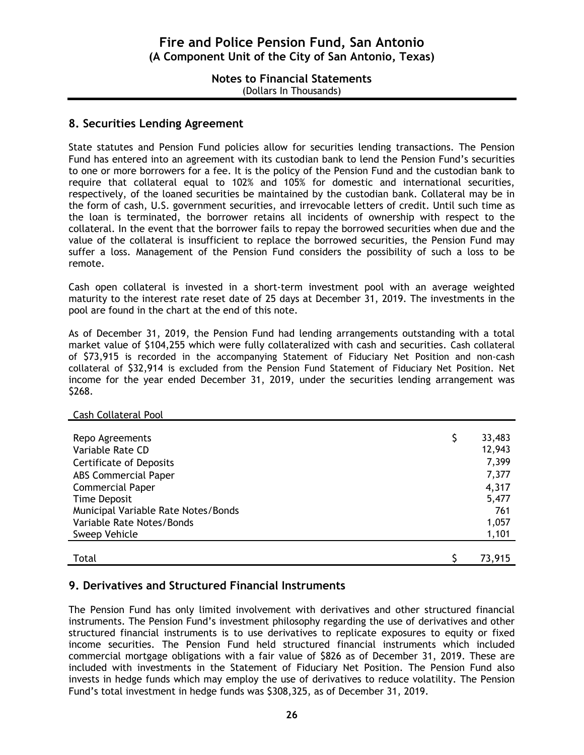## 8. Securities Lending Agreement

State statutes and Pension Fund policies allow for securities lending transactions. The Pension Fund has entered into an agreement with its custodian bank to lend the Pension Fund's securities to one or more borrowers for a fee. It is the policy of the Pension Fund and the custodian bank to require that collateral equal to 102% and 105% for domestic and international securities, respectively, of the loaned securities be maintained by the custodian bank. Collateral may be in the form of cash, U.S. government securities, and irrevocable letters of credit. Until such time as the loan is terminated, the borrower retains all incidents of ownership with respect to the collateral. In the event that the borrower fails to repay the borrowed securities when due and the value of the collateral is insufficient to replace the borrowed securities, the Pension Fund may suffer a loss. Management of the Pension Fund considers the possibility of such a loss to be remote.

Cash open collateral is invested in a short-term investment pool with an average weighted maturity to the interest rate reset date of 25 days at December 31, 2019. The investments in the pool are found in the chart at the end of this note.

As of December 31, 2019, the Pension Fund had lending arrangements outstanding with a total market value of $104,255 which were fully collateralized with cash and securities. Cash collateral of $73,915 is recorded in the accompanying Statement of Fiduciary Net Position and non-cash collateral of $32,914 is excluded from the Pension Fund Statement of Fiduciary Net Position. Net income for the year ended December 31, 2019, under the securities lending arrangement was $268.

| Cash Collateral Pool | |
|---|---|
| Repo Agreements | $ 33,483 |
| Variable Rate CD | 12,943 |
| Certificate of Deposits | 7,399 |
| ABS Commercial Paper | 7,377 |
| Commercial Paper | 4,317 |
| Time Deposit | 5,477 |
| Municipal Variable Rate Notes/Bonds | 761 |
| Variable Rate Notes/Bonds | 1,057 |
| Sweep Vehicle | 1,101 |
| Total | $ 73,915 |

## 9. Derivatives and Structured Financial Instruments

The Pension Fund has only limited involvement with derivatives and other structured financial instruments. The Pension Fund's investment philosophy regarding the use of derivatives and other structured financial instruments is to use derivatives to replicate exposures to equity or fixed income securities. The Pension Fund held structured financial instruments which included commercial mortgage obligations with a fair value of $826 as of December 31, 2019. These are included with investments in the Statement of Fiduciary Net Position. The Pension Fund also invests in hedge funds which may employ the use of derivatives to reduce volatility. The Pension Fund's total investment in hedge funds was $308,325, as of December 31, 2019.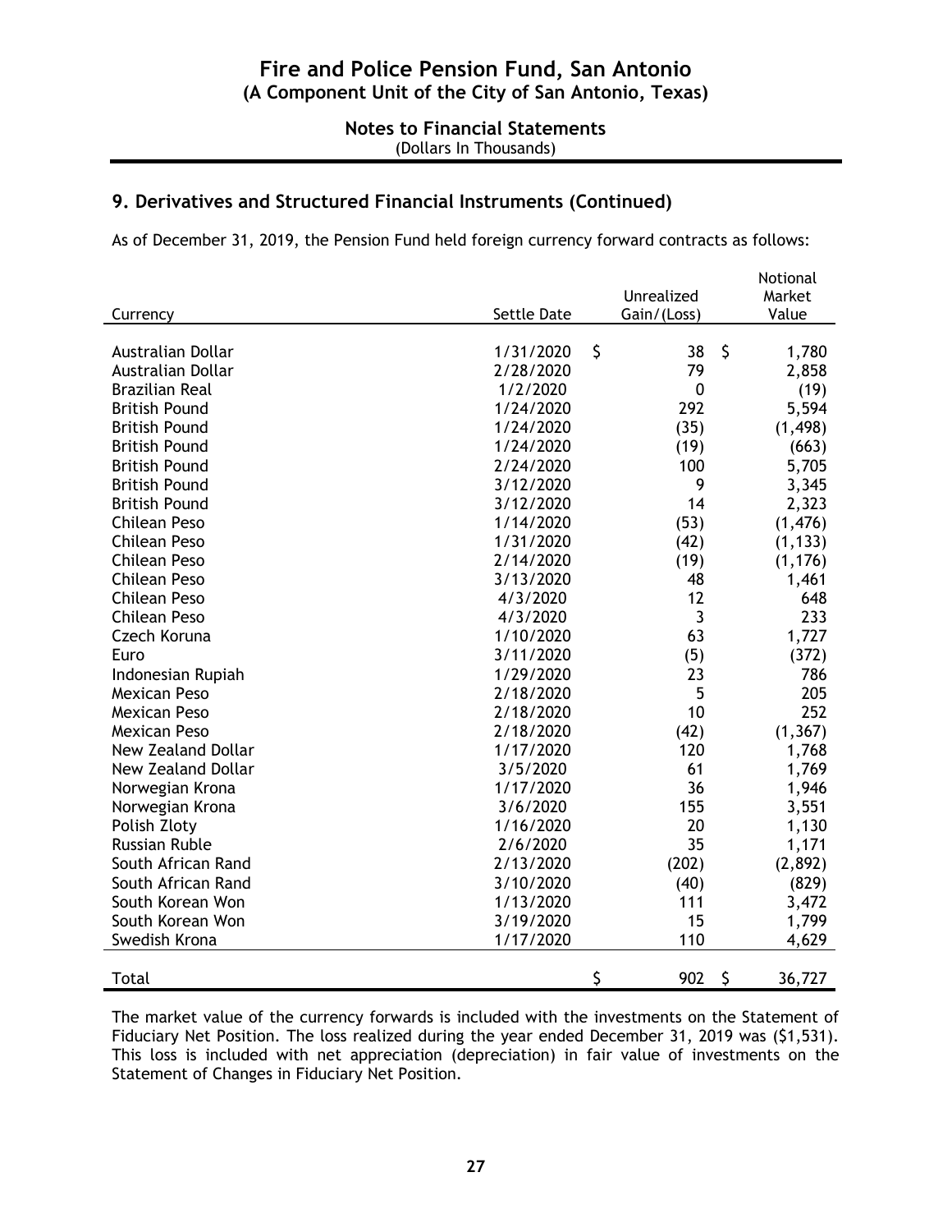# Fire and Police Pension Fund, San Antonio
## (A Component Unit of the City of San Antonio, Texas)

### Notes to Financial Statements
(Dollars In Thousands)

## 9. Derivatives and Structured Financial Instruments (Continued)

As of December 31, 2019, the Pension Fund held foreign currency forward contracts as follows:

| Currency | Settle Date | Unrealized Gain/(Loss) | Notional Market Value |
|---|---|---|---|
| Australian Dollar | 1/31/2020 | $ 38 | $ 1,780 |
| Australian Dollar | 2/28/2020 | 79 | 2,858 |
| Brazilian Real | 1/2/2020 | 0 | (19) |
| British Pound | 1/24/2020 | 292 | 5,594 |
| British Pound | 1/24/2020 | (35) | (1,498) |
| British Pound | 1/24/2020 | (19) | (663) |
| British Pound | 2/24/2020 | 100 | 5,705 |
| British Pound | 3/12/2020 | 9 | 3,345 |
| British Pound | 3/12/2020 | 14 | 2,323 |
| Chilean Peso | 1/14/2020 | (53) | (1,476) |
| Chilean Peso | 1/31/2020 | (42) | (1,133) |
| Chilean Peso | 2/14/2020 | (19) | (1,176) |
| Chilean Peso | 3/13/2020 | 48 | 1,461 |
| Chilean Peso | 4/3/2020 | 12 | 648 |
| Chilean Peso | 4/3/2020 | 3 | 233 |
| Czech Koruna | 1/10/2020 | 63 | 1,727 |
| Euro | 3/11/2020 | (5) | (372) |
| Indonesian Rupiah | 1/29/2020 | 23 | 786 |
| Mexican Peso | 2/18/2020 | 5 | 205 |
| Mexican Peso | 2/18/2020 | 10 | 252 |
| Mexican Peso | 2/18/2020 | (42) | (1,367) |
| New Zealand Dollar | 1/17/2020 | 120 | 1,768 |
| New Zealand Dollar | 3/5/2020 | 61 | 1,769 |
| Norwegian Krona | 1/17/2020 | 36 | 1,946 |
| Norwegian Krona | 3/6/2020 | 155 | 3,551 |
| Polish Zloty | 1/16/2020 | 20 | 1,130 |
| Russian Ruble | 2/6/2020 | 35 | 1,171 |
| South African Rand | 2/13/2020 | (202) | (2,892) |
| South African Rand | 3/10/2020 | (40) | (829) |
| South Korean Won | 1/13/2020 | 111 | 3,472 |
| South Korean Won | 3/19/2020 | 15 | 1,799 |
| Swedish Krona | 1/17/2020 | 110 | 4,629 |
| Total | | $ 902 | $ 36,727 |

The market value of the currency forwards is included with the investments on the Statement of Fiduciary Net Position. The loss realized during the year ended December 31, 2019 was ($1,531). This loss is included with net appreciation (depreciation) in fair value of investments on the Statement of Changes in Fiduciary Net Position.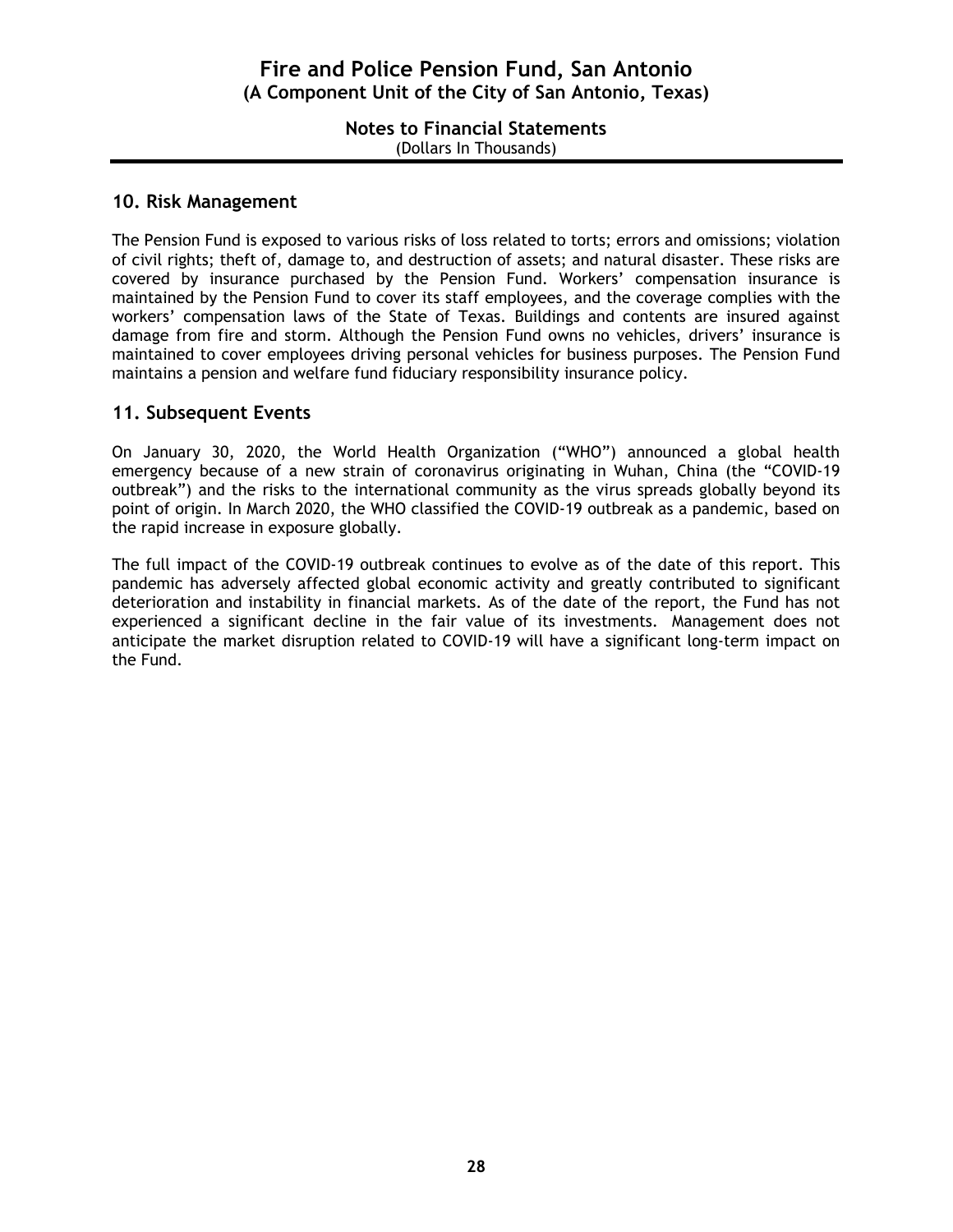## 10. Risk Management

The Pension Fund is exposed to various risks of loss related to torts; errors and omissions; violation of civil rights; theft of, damage to, and destruction of assets; and natural disaster. These risks are covered by insurance purchased by the Pension Fund. Workers' compensation insurance is maintained by the Pension Fund to cover its staff employees, and the coverage complies with the workers' compensation laws of the State of Texas. Buildings and contents are insured against damage from fire and storm. Although the Pension Fund owns no vehicles, drivers' insurance is maintained to cover employees driving personal vehicles for business purposes. The Pension Fund maintains a pension and welfare fund fiduciary responsibility insurance policy.

## 11. Subsequent Events

On January 30, 2020, the World Health Organization ("WHO") announced a global health emergency because of a new strain of coronavirus originating in Wuhan, China (the "COVID-19 outbreak") and the risks to the international community as the virus spreads globally beyond its point of origin. In March 2020, the WHO classified the COVID-19 outbreak as a pandemic, based on the rapid increase in exposure globally.

The full impact of the COVID-19 outbreak continues to evolve as of the date of this report. This pandemic has adversely affected global economic activity and greatly contributed to significant deterioration and instability in financial markets. As of the date of the report, the Fund has not experienced a significant decline in the fair value of its investments. Management does not anticipate the market disruption related to COVID-19 will have a significant long-term impact on the Fund.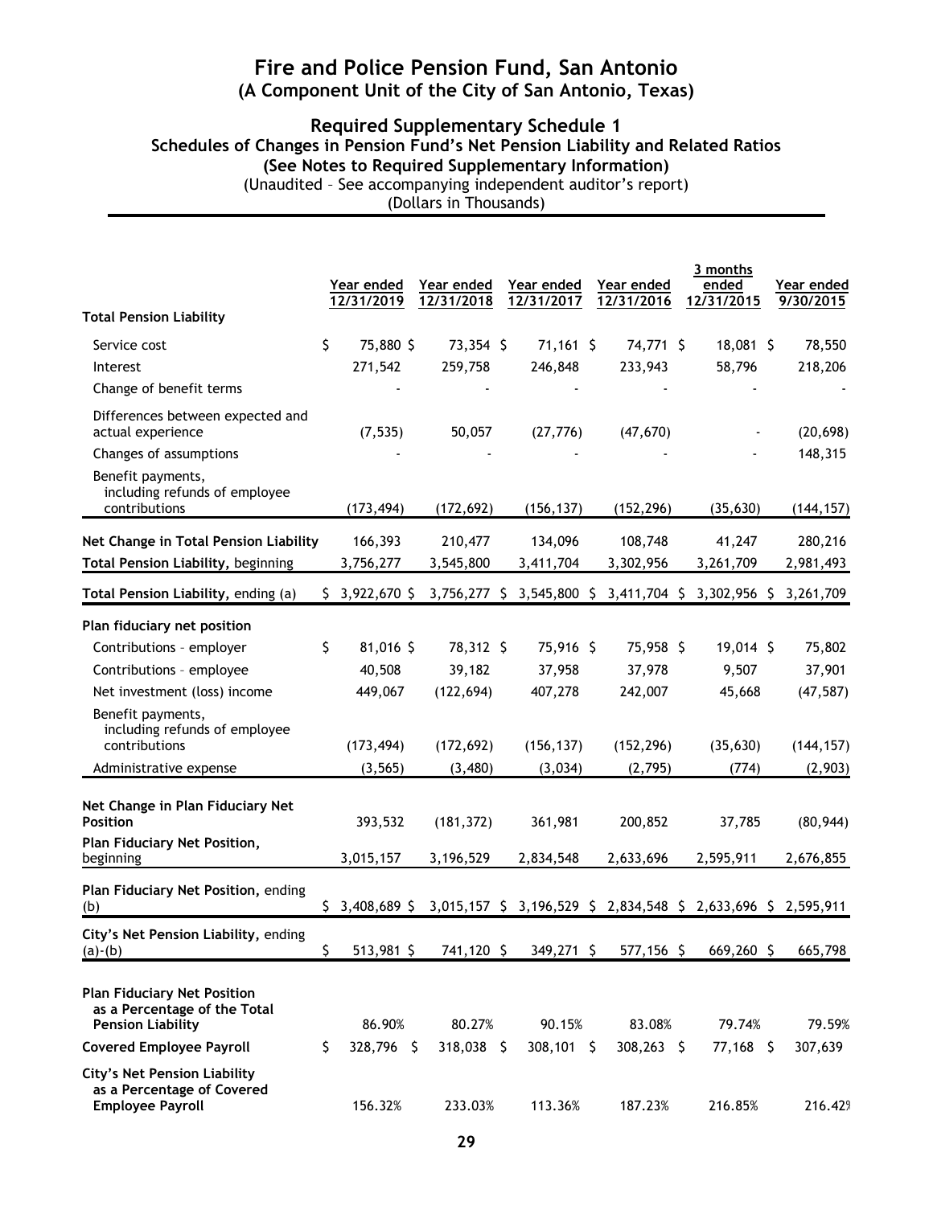# Fire and Police Pension Fund, San Antonio
## (A Component Unit of the City of San Antonio, Texas)

### Required Supplementary Schedule 1
### Schedules of Changes in Pension Fund's Net Pension Liability and Related Ratios
### (See Notes to Required Supplementary Information)

(Unaudited – See accompanying independent auditor's report)
(Dollars in Thousands)

| | Year ended 12/31/2019 | Year ended 12/31/2018 | Year ended 12/31/2017 | Year ended 12/31/2016 | 3 months ended 12/31/2015 | Year ended 9/30/2015 |
|---|---|---|---|---|---|---|
| **Total Pension Liability** | | | | | | |
| Service cost | $ 75,880 | $ 73,354 | $ 71,161 | $ 74,771 | $ 18,081 | $ 78,550 |
| Interest | 271,542 | 259,758 | 246,848 | 233,943 | 58,796 | 218,206 |
| Change of benefit terms | - | - | - | - | - | - |
| Differences between expected and actual experience | (7,535) | 50,057 | (27,776) | (47,670) | - | (20,698) |
| Changes of assumptions | - | - | - | - | - | 148,315 |
| Benefit payments, including refunds of employee contributions | (173,494) | (172,692) | (156,137) | (152,296) | (35,630) | (144,157) |
| **Net Change in Total Pension Liability** | 166,393 | 210,477 | 134,096 | 108,748 | 41,247 | 280,216 |
| **Total Pension Liability,** beginning | 3,756,277 | 3,545,800 | 3,411,704 | 3,302,956 | 3,261,709 | 2,981,493 |
| **Total Pension Liability,** ending (a) | $ 3,922,670 | $ 3,756,277 | $ 3,545,800 | $ 3,411,704 | $ 3,302,956 | $ 3,261,709 |
| **Plan fiduciary net position** | | | | | | |
| Contributions – employer | $ 81,016 | $ 78,312 | $ 75,916 | $ 75,958 | $ 19,014 | $ 75,802 |
| Contributions – employee | 40,508 | 39,182 | 37,958 | 37,978 | 9,507 | 37,901 |
| Net investment (loss) income | 449,067 | (122,694) | 407,278 | 242,007 | 45,668 | (47,587) |
| Benefit payments, including refunds of employee contributions | (173,494) | (172,692) | (156,137) | (152,296) | (35,630) | (144,157) |
| Administrative expense | (3,565) | (3,480) | (3,034) | (2,795) | (774) | (2,903) |
| **Net Change in Plan Fiduciary Net Position** | 393,532 | (181,372) | 361,981 | 200,852 | 37,785 | (80,944) |
| **Plan Fiduciary Net Position,** beginning | 3,015,157 | 3,196,529 | 2,834,548 | 2,633,696 | 2,595,911 | 2,676,855 |
| **Plan Fiduciary Net Position,** ending (b) | $ 3,408,689 | $ 3,015,157 | $ 3,196,529 | $ 2,834,548 | $ 2,633,696 | $ 2,595,911 |
| **City's Net Pension Liability,** ending (a)-(b) | $ 513,981 | $ 741,120 | $ 349,271 | $ 577,156 | $ 669,260 | $ 665,798 |
| **Plan Fiduciary Net Position as a Percentage of the Total Pension Liability** | 86.90% | 80.27% | 90.15% | 83.08% | 79.74% | 79.59% |
| **Covered Employee Payroll** | $ 328,796 | $ 318,038 | $ 308,101 | $ 308,263 | $ 77,168 | $ 307,639 |
| **City's Net Pension Liability as a Percentage of Covered Employee Payroll** | 156.32% | 233.03% | 113.36% | 187.23% | 216.85% | 216.42% |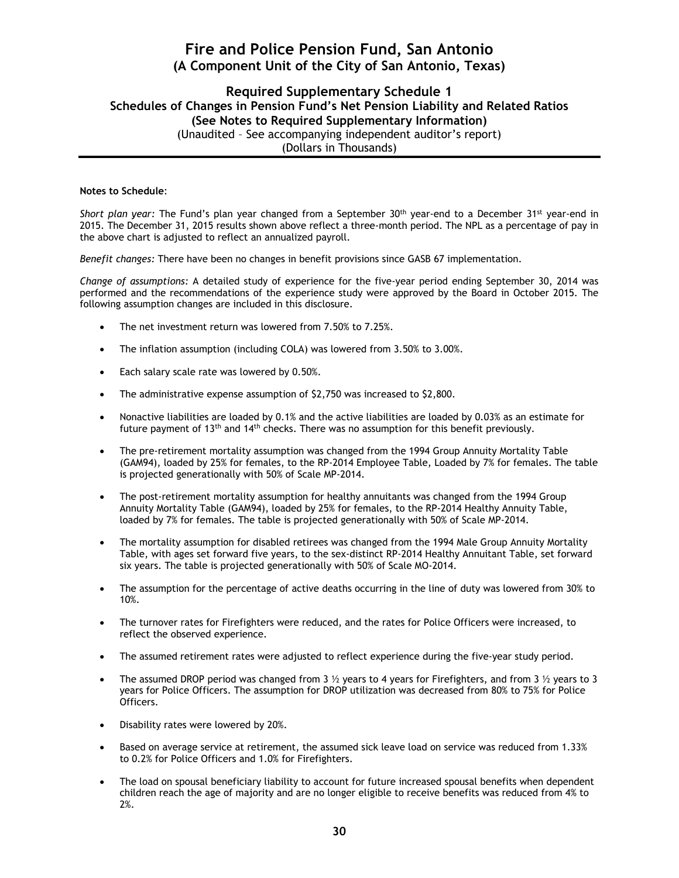# Fire and Police Pension Fund, San Antonio
## (A Component Unit of the City of San Antonio, Texas)

### Required Supplementary Schedule 1
### Schedules of Changes in Pension Fund's Net Pension Liability and Related Ratios
### (See Notes to Required Supplementary Information)
(Unaudited – See accompanying independent auditor's report)
(Dollars in Thousands)

**Notes to Schedule**:

*Short plan year:* The Fund's plan year changed from a September 30th year-end to a December 31st year-end in 2015. The December 31, 2015 results shown above reflect a three-month period. The NPL as a percentage of pay in the above chart is adjusted to reflect an annualized payroll.

*Benefit changes:* There have been no changes in benefit provisions since GASB 67 implementation.

*Change of assumptions:* A detailed study of experience for the five-year period ending September 30, 2014 was performed and the recommendations of the experience study were approved by the Board in October 2015. The following assumption changes are included in this disclosure.

- The net investment return was lowered from 7.50% to 7.25%.
- The inflation assumption (including COLA) was lowered from 3.50% to 3.00%.
- Each salary scale rate was lowered by 0.50%.
- The administrative expense assumption of $2,750 was increased to $2,800.
- Nonactive liabilities are loaded by 0.1% and the active liabilities are loaded by 0.03% as an estimate for future payment of 13th and 14th checks. There was no assumption for this benefit previously.
- The pre-retirement mortality assumption was changed from the 1994 Group Annuity Mortality Table (GAM94), loaded by 25% for females, to the RP-2014 Employee Table, Loaded by 7% for females. The table is projected generationally with 50% of Scale MP-2014.
- The post-retirement mortality assumption for healthy annuitants was changed from the 1994 Group Annuity Mortality Table (GAM94), loaded by 25% for females, to the RP-2014 Healthy Annuity Table, loaded by 7% for females. The table is projected generationally with 50% of Scale MP-2014.
- The mortality assumption for disabled retirees was changed from the 1994 Male Group Annuity Mortality Table, with ages set forward five years, to the sex-distinct RP-2014 Healthy Annuitant Table, set forward six years. The table is projected generationally with 50% of Scale MO-2014.
- The assumption for the percentage of active deaths occurring in the line of duty was lowered from 30% to 10%.
- The turnover rates for Firefighters were reduced, and the rates for Police Officers were increased, to reflect the observed experience.
- The assumed retirement rates were adjusted to reflect experience during the five-year study period.
- The assumed DROP period was changed from 3 ½ years to 4 years for Firefighters, and from 3 ½ years to 3 years for Police Officers. The assumption for DROP utilization was decreased from 80% to 75% for Police Officers.
- Disability rates were lowered by 20%.
- Based on average service at retirement, the assumed sick leave load on service was reduced from 1.33% to 0.2% for Police Officers and 1.0% for Firefighters.
- The load on spousal beneficiary liability to account for future increased spousal benefits when dependent children reach the age of majority and are no longer eligible to receive benefits was reduced from 4% to 2%.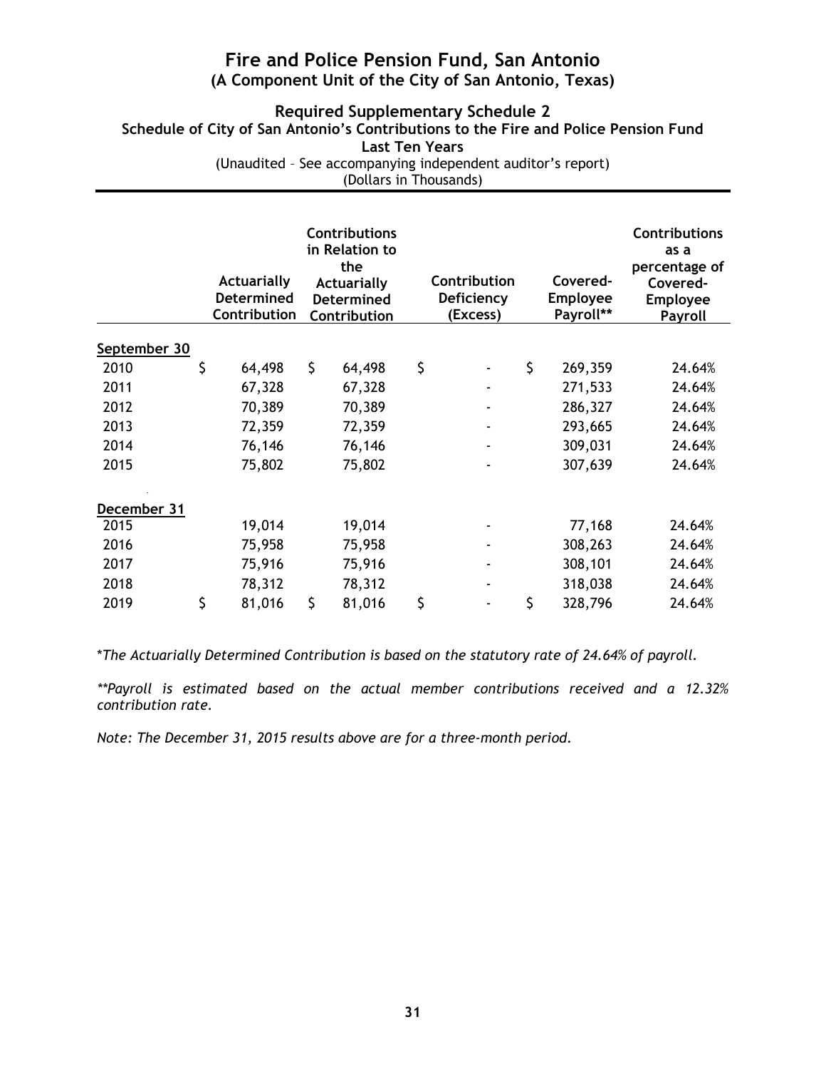# Fire and Police Pension Fund, San Antonio
## (A Component Unit of the City of San Antonio, Texas)

### Required Supplementary Schedule 2
### Schedule of City of San Antonio's Contributions to the Fire and Police Pension Fund
### Last Ten Years

(Unaudited – See accompanying independent auditor's report)
(Dollars in Thousands)

| | Actuarially Determined Contribution | Contributions in Relation to the Actuarially Determined Contribution | Contribution Deficiency (Excess) | Covered-Employee Payroll** | Contributions as a percentage of Covered-Employee Payroll |
|---|---|---|---|---|---|
| **September 30** | | | | | |
| 2010 | $ 64,498 | $ 64,498 | $ - | $ 269,359 | 24.64% |
| 2011 | 67,328 | 67,328 | - | 271,533 | 24.64% |
| 2012 | 70,389 | 70,389 | - | 286,327 | 24.64% |
| 2013 | 72,359 | 72,359 | - | 293,665 | 24.64% |
| 2014 | 76,146 | 76,146 | - | 309,031 | 24.64% |
| 2015 | 75,802 | 75,802 | - | 307,639 | 24.64% |
| **December 31** | | | | | |
| 2015 | 19,014 | 19,014 | - | 77,168 | 24.64% |
| 2016 | 75,958 | 75,958 | - | 308,263 | 24.64% |
| 2017 | 75,916 | 75,916 | - | 308,101 | 24.64% |
| 2018 | 78,312 | 78,312 | - | 318,038 | 24.64% |
| 2019 | $ 81,016 | $ 81,016 | $ - | $ 328,796 | 24.64% |

*\*The Actuarially Determined Contribution is based on the statutory rate of 24.64% of payroll.*

*\*\*Payroll is estimated based on the actual member contributions received and a 12.32% contribution rate.*

*Note: The December 31, 2015 results above are for a three-month period.*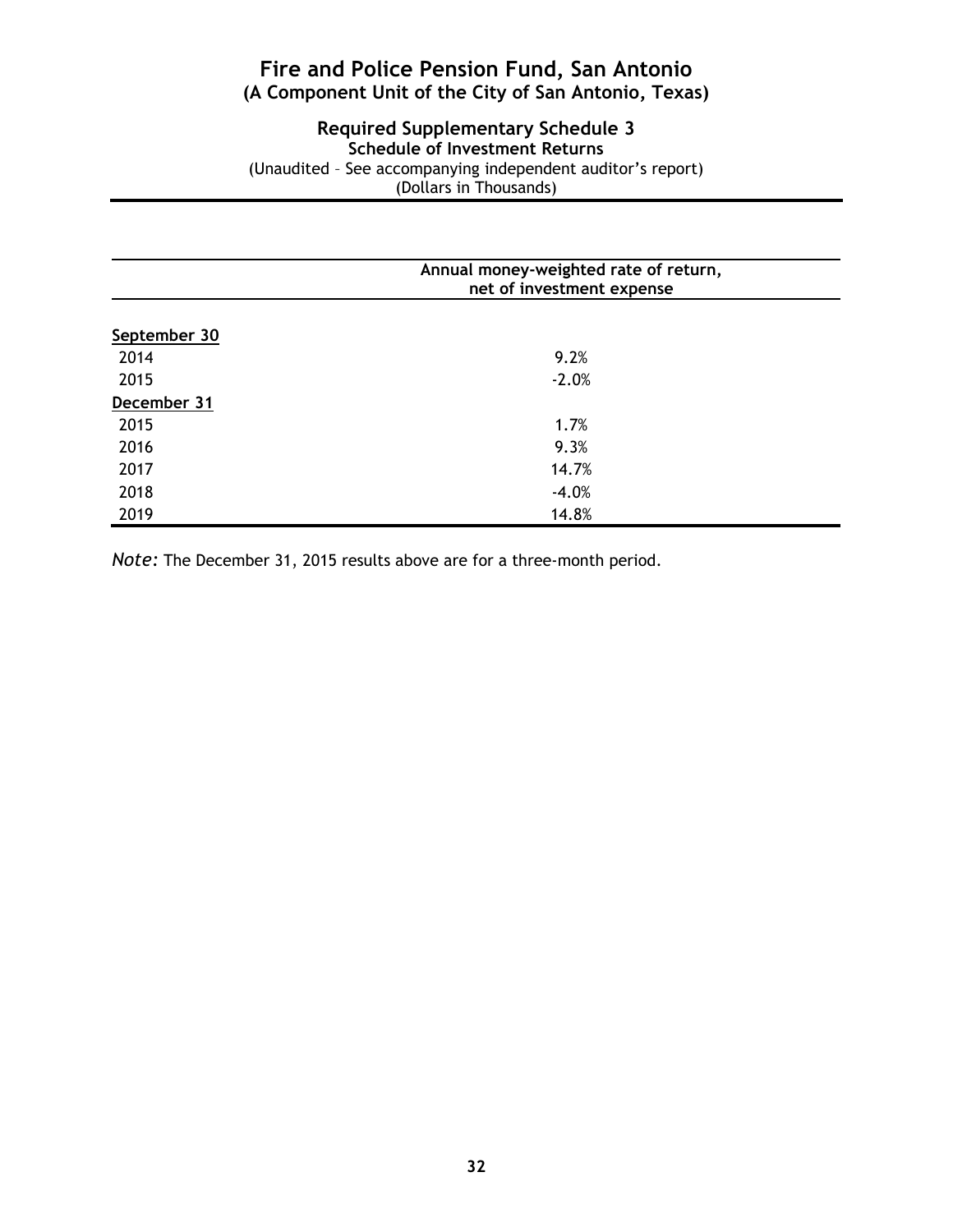# Fire and Police Pension Fund, San Antonio
## (A Component Unit of the City of San Antonio, Texas)

### Required Supplementary Schedule 3
**Schedule of Investment Returns**

(Unaudited – See accompanying independent auditor's report)
(Dollars in Thousands)

| | Annual money-weighted rate of return, net of investment expense |
|---|---|
| September 30 | |
| 2014 | 9.2% |
| 2015 | -2.0% |
| December 31 | |
| 2015 | 1.7% |
| 2016 | 9.3% |
| 2017 | 14.7% |
| 2018 | -4.0% |
| 2019 | 14.8% |

*Note:* The December 31, 2015 results above are for a three-month period.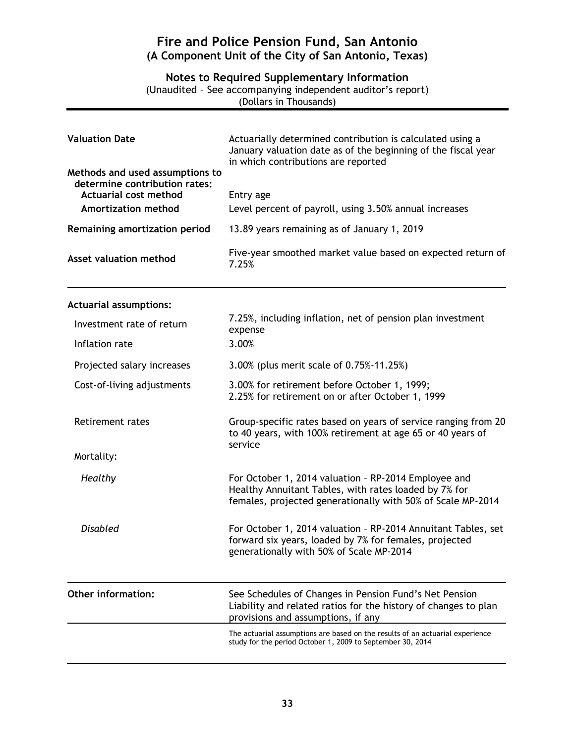# Fire and Police Pension Fund, San Antonio
## (A Component Unit of the City of San Antonio, Texas)

### Notes to Required Supplementary Information

(Unaudited – See accompanying independent auditor's report)
(Dollars in Thousands)

| | |
|---|---|
| **Valuation Date** | Actuarially determined contribution is calculated using a January valuation date as of the beginning of the fiscal year in which contributions are reported |
| **Methods and used assumptions to determine contribution rates:** | |
| **Actuarial cost method** | Entry age |
| **Amortization method** | Level percent of payroll, using 3.50% annual increases |
| **Remaining amortization period** | 13.89 years remaining as of January 1, 2019 |
| **Asset valuation method** | Five-year smoothed market value based on expected return of 7.25% |

| | |
|---|---|
| **Actuarial assumptions:** | |
| Investment rate of return | 7.25%, including inflation, net of pension plan investment expense |
| Inflation rate | 3.00% |
| Projected salary increases | 3.00% (plus merit scale of 0.75%-11.25%) |
| Cost-of-living adjustments | 3.00% for retirement before October 1, 1999;<br>2.25% for retirement on or after October 1, 1999 |
| Retirement rates | Group-specific rates based on years of service ranging from 20 to 40 years, with 100% retirement at age 65 or 40 years of service |
| Mortality: | |
| *Healthy* | For October 1, 2014 valuation – RP-2014 Employee and Healthy Annuitant Tables, with rates loaded by 7% for females, projected generationally with 50% of Scale MP-2014 |
| *Disabled* | For October 1, 2014 valuation – RP-2014 Annuitant Tables, set forward six years, loaded by 7% for females, projected generationally with 50% of Scale MP-2014 |

| | |
|---|---|
| **Other information:** | See Schedules of Changes in Pension Fund's Net Pension Liability and related ratios for the history of changes to plan provisions and assumptions, if any |
| | The actuarial assumptions are based on the results of an actuarial experience study for the period October 1, 2009 to September 30, 2014 |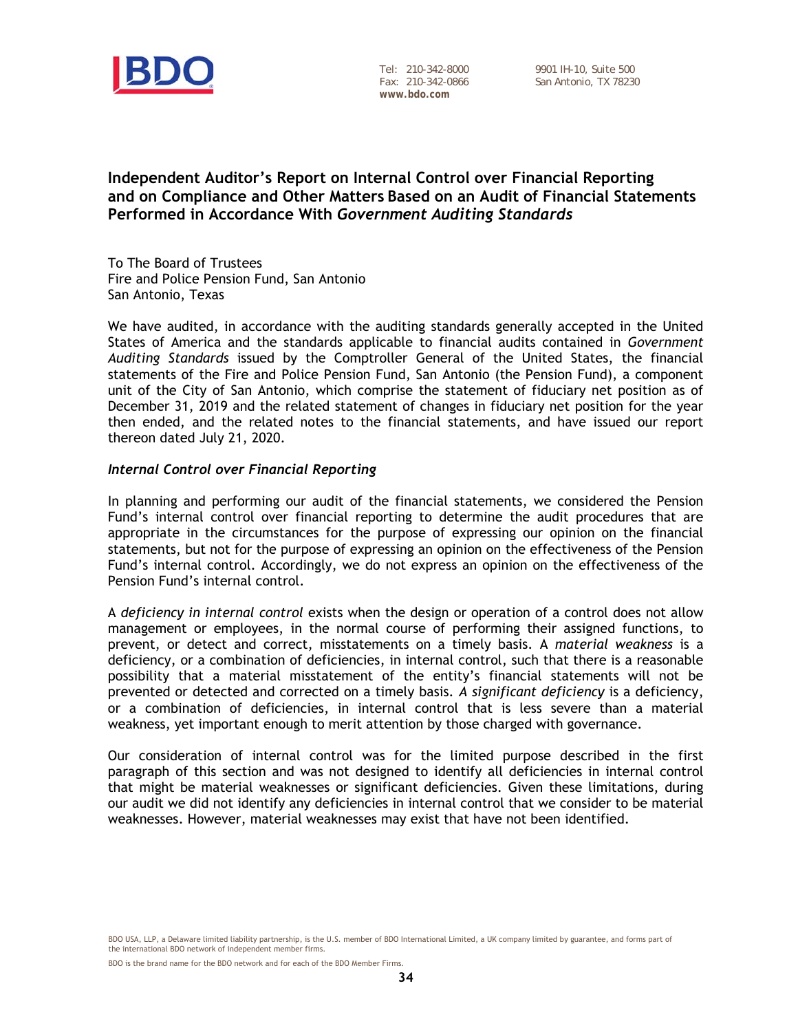BDO

Tel: 210-342-8000
Fax: 210-342-0866
www.bdo.com

9901 IH-10, Suite 500
San Antonio, TX 78230

# Independent Auditor's Report on Internal Control over Financial Reporting and on Compliance and Other Matters Based on an Audit of Financial Statements Performed in Accordance With *Government Auditing Standards*

To The Board of Trustees
Fire and Police Pension Fund, San Antonio
San Antonio, Texas

We have audited, in accordance with the auditing standards generally accepted in the United States of America and the standards applicable to financial audits contained in *Government Auditing Standards* issued by the Comptroller General of the United States, the financial statements of the Fire and Police Pension Fund, San Antonio (the Pension Fund), a component unit of the City of San Antonio, which comprise the statement of fiduciary net position as of December 31, 2019 and the related statement of changes in fiduciary net position for the year then ended, and the related notes to the financial statements, and have issued our report thereon dated July 21, 2020.

### *Internal Control over Financial Reporting*

In planning and performing our audit of the financial statements, we considered the Pension Fund's internal control over financial reporting to determine the audit procedures that are appropriate in the circumstances for the purpose of expressing our opinion on the financial statements, but not for the purpose of expressing an opinion on the effectiveness of the Pension Fund's internal control. Accordingly, we do not express an opinion on the effectiveness of the Pension Fund's internal control.

A *deficiency in internal control* exists when the design or operation of a control does not allow management or employees, in the normal course of performing their assigned functions, to prevent, or detect and correct, misstatements on a timely basis. A *material weakness* is a deficiency, or a combination of deficiencies, in internal control, such that there is a reasonable possibility that a material misstatement of the entity's financial statements will not be prevented or detected and corrected on a timely basis. *A significant deficiency* is a deficiency, or a combination of deficiencies, in internal control that is less severe than a material weakness, yet important enough to merit attention by those charged with governance.

Our consideration of internal control was for the limited purpose described in the first paragraph of this section and was not designed to identify all deficiencies in internal control that might be material weaknesses or significant deficiencies. Given these limitations, during our audit we did not identify any deficiencies in internal control that we consider to be material weaknesses. However, material weaknesses may exist that have not been identified.

BDO USA, LLP, a Delaware limited liability partnership, is the U.S. member of BDO International Limited, a UK company limited by guarantee, and forms part of the international BDO network of independent member firms.

BDO is the brand name for the BDO network and for each of the BDO Member Firms.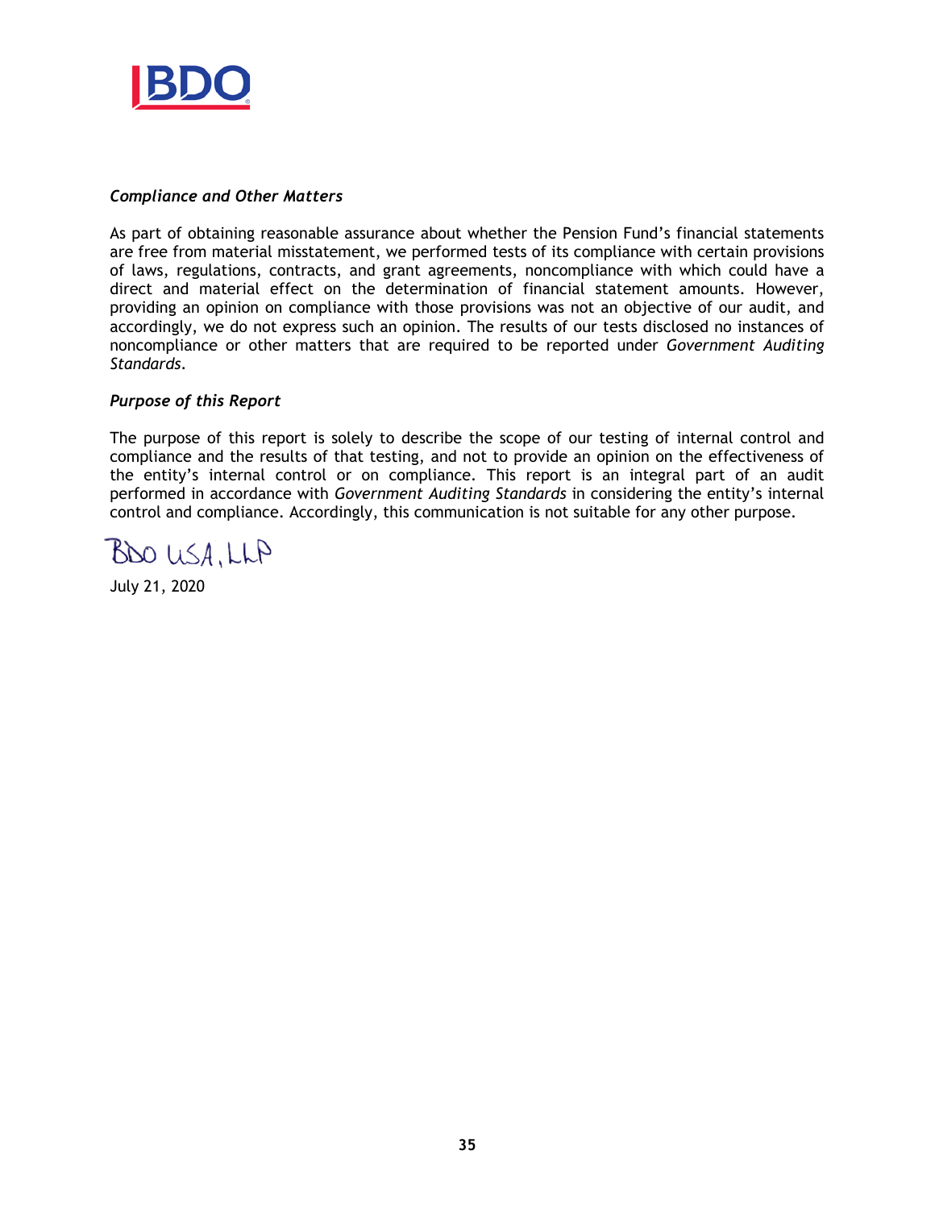### *Compliance and Other Matters*

As part of obtaining reasonable assurance about whether the Pension Fund's financial statements are free from material misstatement, we performed tests of its compliance with certain provisions of laws, regulations, contracts, and grant agreements, noncompliance with which could have a direct and material effect on the determination of financial statement amounts. However, providing an opinion on compliance with those provisions was not an objective of our audit, and accordingly, we do not express such an opinion. The results of our tests disclosed no instances of noncompliance or other matters that are required to be reported under *Government Auditing Standards*.

### *Purpose of this Report*

The purpose of this report is solely to describe the scope of our testing of internal control and compliance and the results of that testing, and not to provide an opinion on the effectiveness of the entity's internal control or on compliance. This report is an integral part of an audit performed in accordance with *Government Auditing Standards* in considering the entity's internal control and compliance. Accordingly, this communication is not suitable for any other purpose.

BDO USA, LLP

July 21, 2020